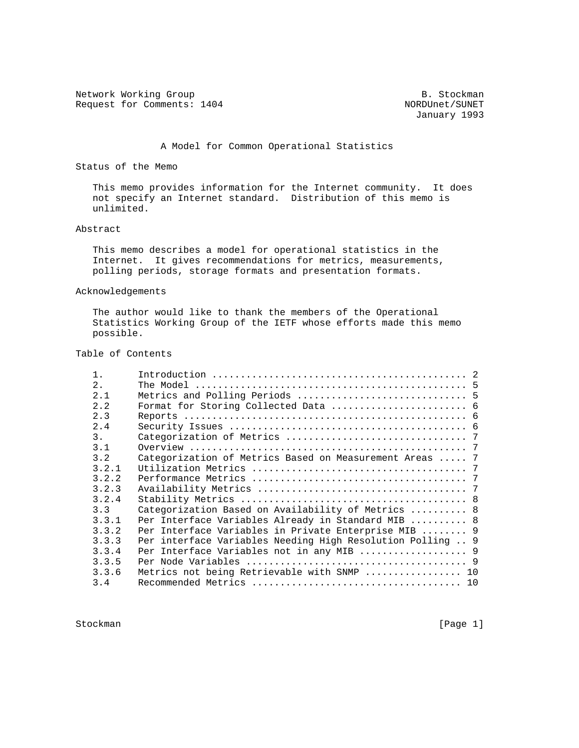Network Working Group                                        B. Stockman
Request for Comments: 1404                                  NORDUnet/SUNET
                                                            January 1993

# A Model for Common Operational Statistics

## Status of the Memo

This memo provides information for the Internet community. It does not specify an Internet standard. Distribution of this memo is unlimited.

## Abstract

This memo describes a model for operational statistics in the Internet. It gives recommendations for metrics, measurements, polling periods, storage formats and presentation formats.

## Acknowledgements

The author would like to thank the members of the Operational Statistics Working Group of the IETF whose efforts made this memo possible.

## Table of Contents

```
1.      Introduction ............................................ 2
2.      The Model ............................................... 5
2.1     Metrics and Polling Periods ............................. 5
2.2     Format for Storing Collected Data ....................... 6
2.3     Reports ................................................. 6
2.4     Security Issues ......................................... 6
3.      Categorization of Metrics ............................... 7
3.1     Overview ................................................ 7
3.2     Categorization of Metrics Based on Measurement Areas ..... 7
3.2.1   Utilization Metrics ..................................... 7
3.2.2   Performance Metrics ..................................... 7
3.2.3   Availability Metrics .................................... 7
3.2.4   Stability Metrics ....................................... 8
3.3     Categorization Based on Availability of Metrics .......... 8
3.3.1   Per Interface Variables Already in Standard MIB .......... 8
3.3.2   Per Interface Variables in Private Enterprise MIB ........ 9
3.3.3   Per interface Variables Needing High Resolution Polling .. 9
3.3.4   Per Interface Variables not in any MIB .................. 9
3.3.5   Per Node Variables ...................................... 9
3.3.6   Metrics not being Retrievable with SNMP ................. 10
3.4     Recommended Metrics ..................................... 10
```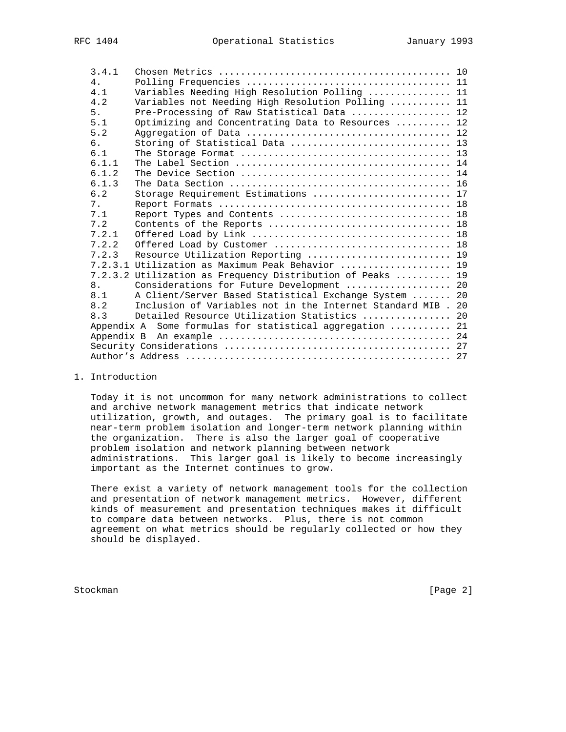```
3.4.1   Chosen Metrics ......................................... 10
4.      Polling Frequencies .................................... 11
4.1     Variables Needing High Resolution Polling .............. 11
4.2     Variables not Needing High Resolution Polling ........... 11
5.      Pre-Processing of Raw Statistical Data .................. 12
5.1     Optimizing and Concentrating Data to Resources .......... 12
5.2     Aggregation of Data .................................... 12
6.      Storing of Statistical Data ............................ 13
6.1     The Storage Format ..................................... 13
6.1.1   The Label Section ...................................... 14
6.1.2   The Device Section ..................................... 14
6.1.3   The Data Section ....................................... 16
6.2     Storage Requirement Estimations ........................ 17
7.      Report Formats ......................................... 18
7.1     Report Types and Contents .............................. 18
7.2     Contents of the Reports ................................ 18
7.2.1   Offered Load by Link ................................... 18
7.2.2   Offered Load by Customer ............................... 18
7.2.3   Resource Utilization Reporting ......................... 19
7.2.3.1 Utilization as Maximum Peak Behavior .................... 19
7.2.3.2 Utilization as Frequency Distribution of Peaks .......... 19
8.      Considerations for Future Development ................... 20
8.1     A Client/Server Based Statistical Exchange System ....... 20
8.2     Inclusion of Variables not in the Internet Standard MIB . 20
8.3     Detailed Resource Utilization Statistics ................ 20
Appendix A  Some formulas for statistical aggregation ........... 21
Appendix B  An example .......................................... 24
Security Considerations ......................................... 27
Author's Address ................................................ 27
```

# 1. Introduction

Today it is not uncommon for many network administrations to collect and archive network management metrics that indicate network utilization, growth, and outages. The primary goal is to facilitate near-term problem isolation and longer-term network planning within the organization. There is also the larger goal of cooperative problem isolation and network planning between network administrations. This larger goal is likely to become increasingly important as the Internet continues to grow.

There exist a variety of network management tools for the collection and presentation of network management metrics. However, different kinds of measurement and presentation techniques makes it difficult to compare data between networks. Plus, there is not common agreement on what metrics should be regularly collected or how they should be displayed.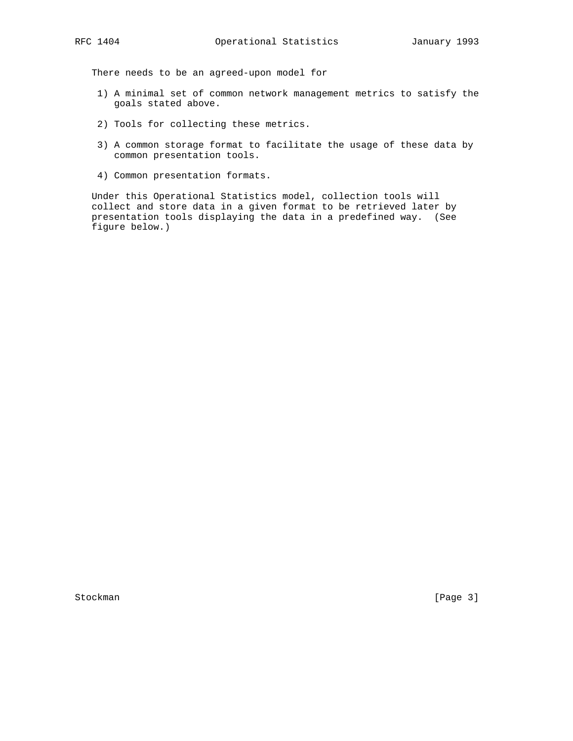There needs to be an agreed-upon model for

1) A minimal set of common network management metrics to satisfy the goals stated above.

2) Tools for collecting these metrics.

3) A common storage format to facilitate the usage of these data by common presentation tools.

4) Common presentation formats.

Under this Operational Statistics model, collection tools will collect and store data in a given format to be retrieved later by presentation tools displaying the data in a predefined way. (See figure below.)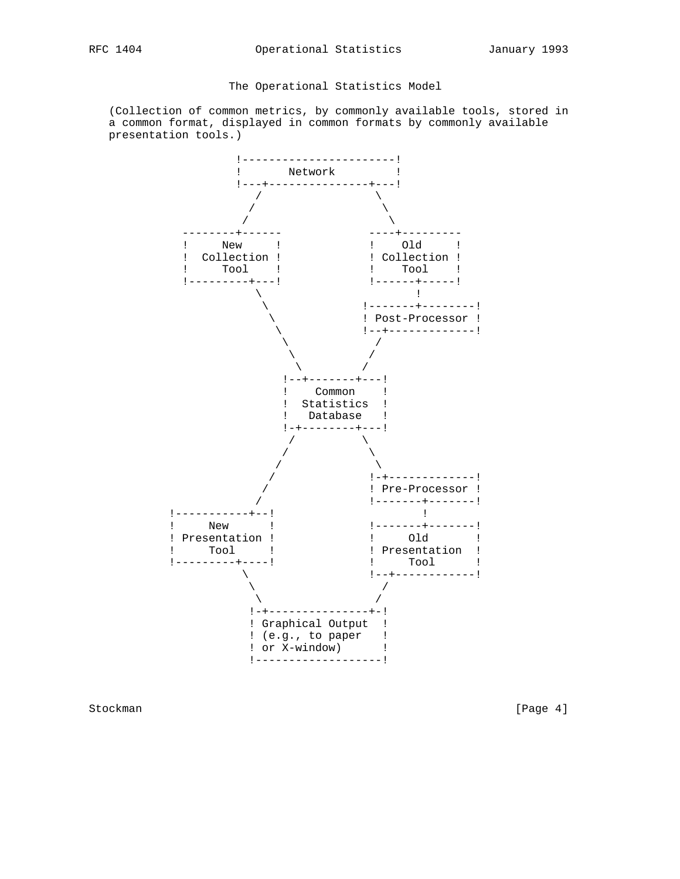The Operational Statistics Model

(Collection of common metrics, by commonly available tools, stored in a common format, displayed in common formats by commonly available presentation tools.)

```
                 !-----------------------!
                 !       Network         !
                 !---+---------------+---!
                    /                 \
                   /                   \
                  /                     \
         --------+------             ----+---------
         !     New     !             !    Old     !
         !  Collection !             ! Collection !
         !     Tool    !             !    Tool    !
         !---------+---!             !------+-----!
                    \                       !
                     \               !-------+--------!
                      \              ! Post-Processor !
                       \             !--+-------------!
                        \               /
                         \             /
                          \           /
                        !--+-------+---!
                        !    Common    !
                        !  Statistics  !
                        !   Database   !
                        !-+--------+---!
                         /          \
                        /            \
                       /              \
                      /              !-+-------------!
                     /               ! Pre-Processor !
                    /                !-------+-------!
       !-----------+--!                      !
       !     New      !              !-------+-------!
       ! Presentation !              !      Old      !
       !     Tool     !              ! Presentation  !
       !---------+----!              !     Tool      !
                  \                  !--+------------!
                   \                    /
                    \                  /
                   !-+---------------+-!
                   ! Graphical Output  !
                   ! (e.g., to paper   !
                   ! or X-window)      !
                   !-------------------!
```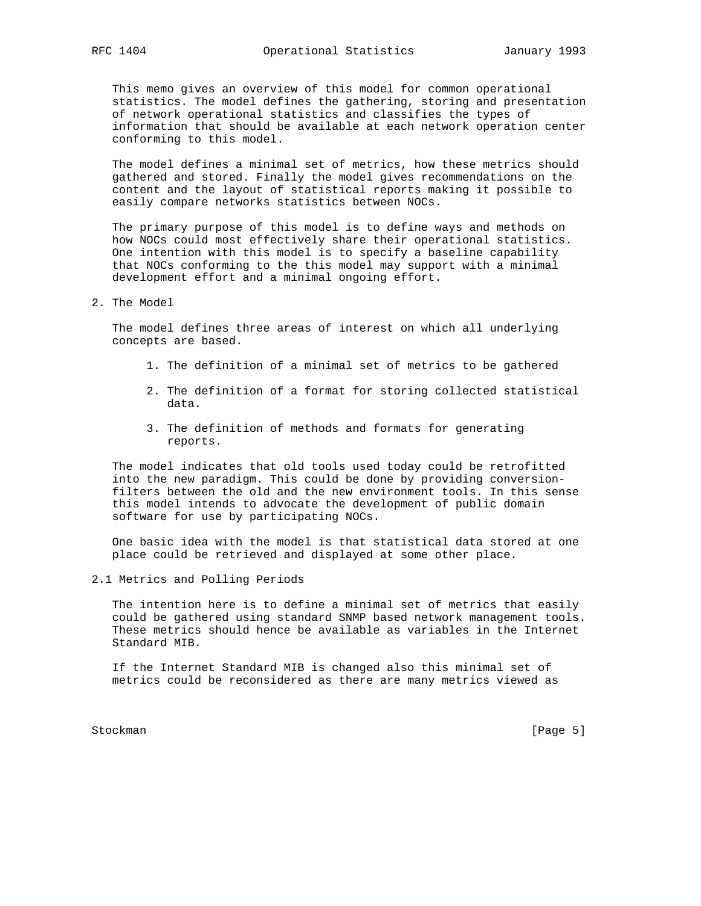This memo gives an overview of this model for common operational statistics. The model defines the gathering, storing and presentation of network operational statistics and classifies the types of information that should be available at each network operation center conforming to this model.

The model defines a minimal set of metrics, how these metrics should gathered and stored. Finally the model gives recommendations on the content and the layout of statistical reports making it possible to easily compare networks statistics between NOCs.

The primary purpose of this model is to define ways and methods on how NOCs could most effectively share their operational statistics. One intention with this model is to specify a baseline capability that NOCs conforming to the this model may support with a minimal development effort and a minimal ongoing effort.

## 2. The Model

The model defines three areas of interest on which all underlying concepts are based.

1. The definition of a minimal set of metrics to be gathered
2. The definition of a format for storing collected statistical data.
3. The definition of methods and formats for generating reports.

The model indicates that old tools used today could be retrofitted into the new paradigm. This could be done by providing conversion-filters between the old and the new environment tools. In this sense this model intends to advocate the development of public domain software for use by participating NOCs.

One basic idea with the model is that statistical data stored at one place could be retrieved and displayed at some other place.

### 2.1 Metrics and Polling Periods

The intention here is to define a minimal set of metrics that easily could be gathered using standard SNMP based network management tools. These metrics should hence be available as variables in the Internet Standard MIB.

If the Internet Standard MIB is changed also this minimal set of metrics could be reconsidered as there are many metrics viewed as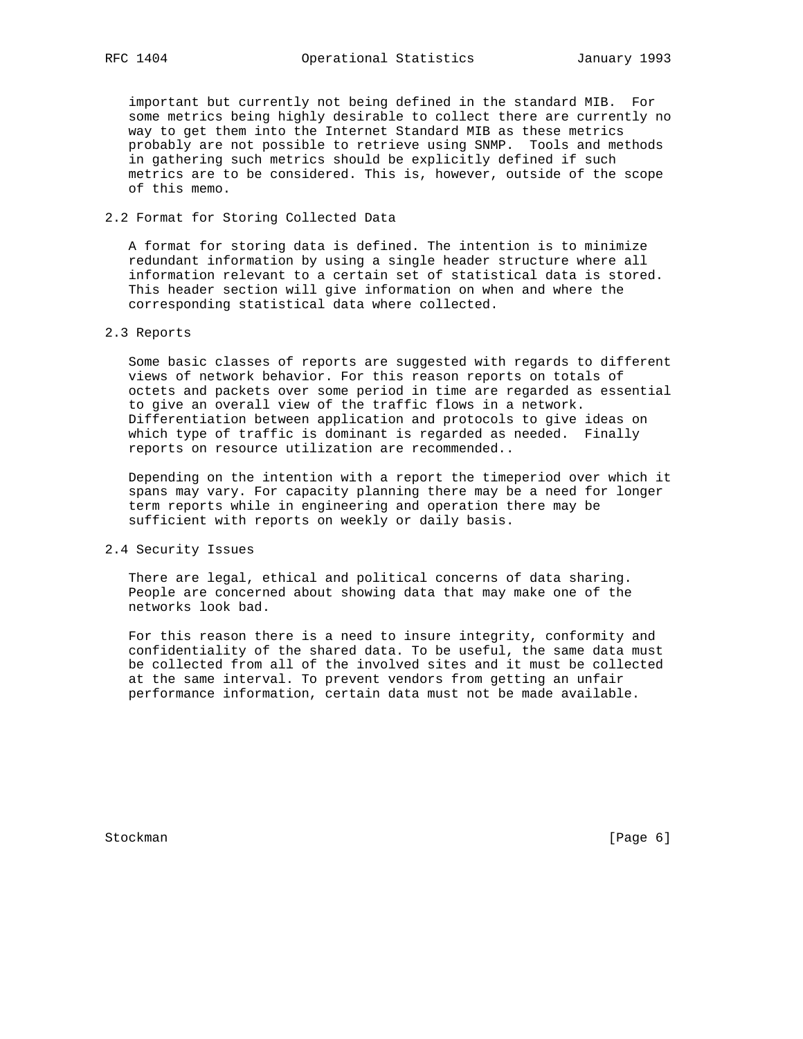important but currently not being defined in the standard MIB. For some metrics being highly desirable to collect there are currently no way to get them into the Internet Standard MIB as these metrics probably are not possible to retrieve using SNMP. Tools and methods in gathering such metrics should be explicitly defined if such metrics are to be considered. This is, however, outside of the scope of this memo.

## 2.2 Format for Storing Collected Data

A format for storing data is defined. The intention is to minimize redundant information by using a single header structure where all information relevant to a certain set of statistical data is stored. This header section will give information on when and where the corresponding statistical data where collected.

## 2.3 Reports

Some basic classes of reports are suggested with regards to different views of network behavior. For this reason reports on totals of octets and packets over some period in time are regarded as essential to give an overall view of the traffic flows in a network. Differentiation between application and protocols to give ideas on which type of traffic is dominant is regarded as needed. Finally reports on resource utilization are recommended..

Depending on the intention with a report the timeperiod over which it spans may vary. For capacity planning there may be a need for longer term reports while in engineering and operation there may be sufficient with reports on weekly or daily basis.

## 2.4 Security Issues

There are legal, ethical and political concerns of data sharing. People are concerned about showing data that may make one of the networks look bad.

For this reason there is a need to insure integrity, conformity and confidentiality of the shared data. To be useful, the same data must be collected from all of the involved sites and it must be collected at the same interval. To prevent vendors from getting an unfair performance information, certain data must not be made available.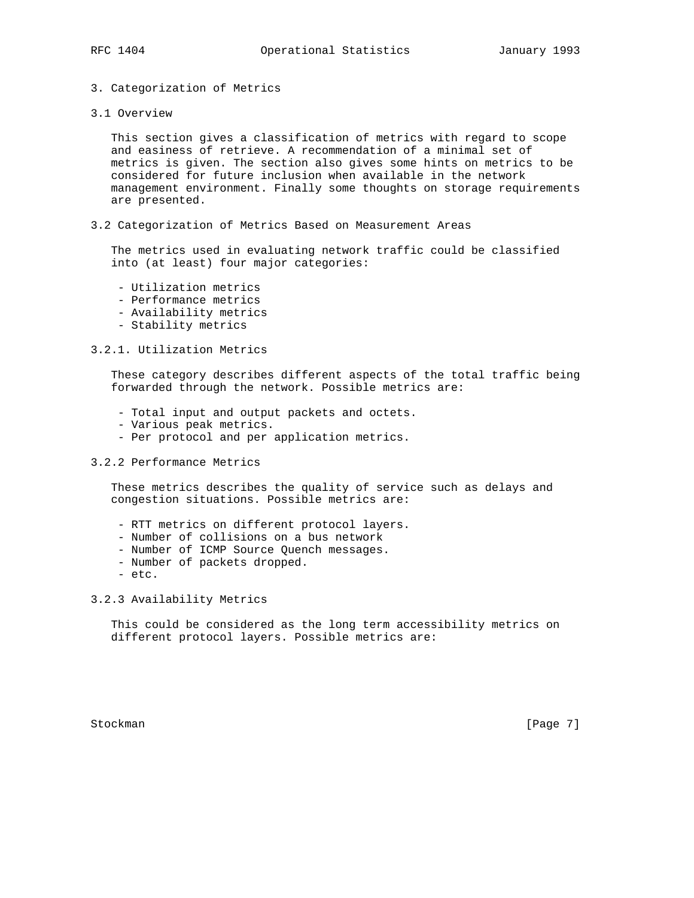# 3. Categorization of Metrics

## 3.1 Overview

This section gives a classification of metrics with regard to scope and easiness of retrieve. A recommendation of a minimal set of metrics is given. The section also gives some hints on metrics to be considered for future inclusion when available in the network management environment. Finally some thoughts on storage requirements are presented.

## 3.2 Categorization of Metrics Based on Measurement Areas

The metrics used in evaluating network traffic could be classified into (at least) four major categories:

- Utilization metrics
- Performance metrics
- Availability metrics
- Stability metrics

### 3.2.1. Utilization Metrics

These category describes different aspects of the total traffic being forwarded through the network. Possible metrics are:

- Total input and output packets and octets.
- Various peak metrics.
- Per protocol and per application metrics.

### 3.2.2 Performance Metrics

These metrics describes the quality of service such as delays and congestion situations. Possible metrics are:

- RTT metrics on different protocol layers.
- Number of collisions on a bus network
- Number of ICMP Source Quench messages.
- Number of packets dropped.
- etc.

### 3.2.3 Availability Metrics

This could be considered as the long term accessibility metrics on different protocol layers. Possible metrics are: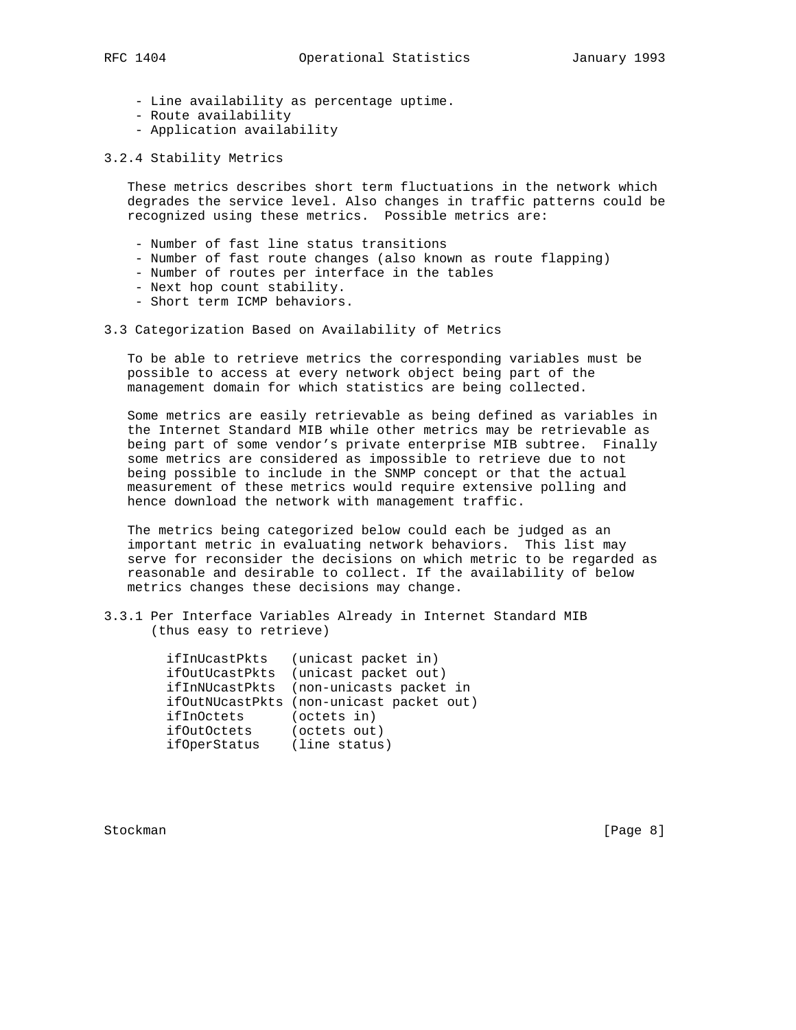- Line availability as percentage uptime.
- Route availability
- Application availability

### 3.2.4 Stability Metrics

These metrics describes short term fluctuations in the network which degrades the service level. Also changes in traffic patterns could be recognized using these metrics. Possible metrics are:

- Number of fast line status transitions
- Number of fast route changes (also known as route flapping)
- Number of routes per interface in the tables
- Next hop count stability.
- Short term ICMP behaviors.

## 3.3 Categorization Based on Availability of Metrics

To be able to retrieve metrics the corresponding variables must be possible to access at every network object being part of the management domain for which statistics are being collected.

Some metrics are easily retrievable as being defined as variables in the Internet Standard MIB while other metrics may be retrievable as being part of some vendor's private enterprise MIB subtree. Finally some metrics are considered as impossible to retrieve due to not being possible to include in the SNMP concept or that the actual measurement of these metrics would require extensive polling and hence download the network with management traffic.

The metrics being categorized below could each be judged as an important metric in evaluating network behaviors. This list may serve for reconsider the decisions on which metric to be regarded as reasonable and desirable to collect. If the availability of below metrics changes these decisions may change.

### 3.3.1 Per Interface Variables Already in Internet Standard MIB (thus easy to retrieve)

```
ifInUcastPkts   (unicast packet in)
ifOutUcastPkts  (unicast packet out)
ifInNUcastPkts  (non-unicasts packet in
ifOutNUcastPkts (non-unicast packet out)
ifInOctets      (octets in)
ifOutOctets     (octets out)
ifOperStatus    (line status)
```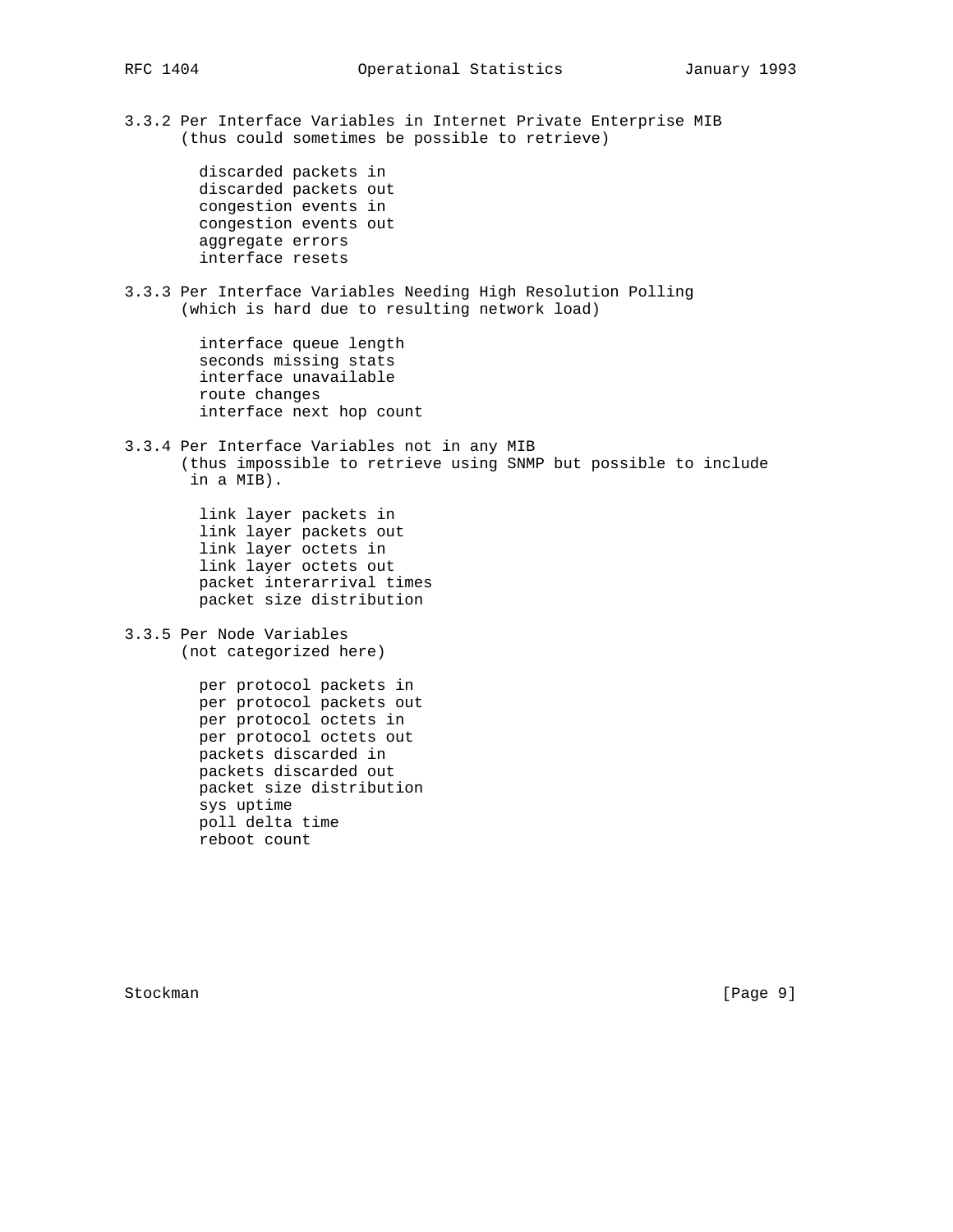### 3.3.2 Per Interface Variables in Internet Private Enterprise MIB (thus could sometimes be possible to retrieve)

- discarded packets in
- discarded packets out
- congestion events in
- congestion events out
- aggregate errors
- interface resets

### 3.3.3 Per Interface Variables Needing High Resolution Polling (which is hard due to resulting network load)

- interface queue length
- seconds missing stats
- interface unavailable
- route changes
- interface next hop count

### 3.3.4 Per Interface Variables not in any MIB (thus impossible to retrieve using SNMP but possible to include in a MIB).

- link layer packets in
- link layer packets out
- link layer octets in
- link layer octets out
- packet interarrival times
- packet size distribution

### 3.3.5 Per Node Variables (not categorized here)

- per protocol packets in
- per protocol packets out
- per protocol octets in
- per protocol octets out
- packets discarded in
- packets discarded out
- packet size distribution
- sys uptime
- poll delta time
- reboot count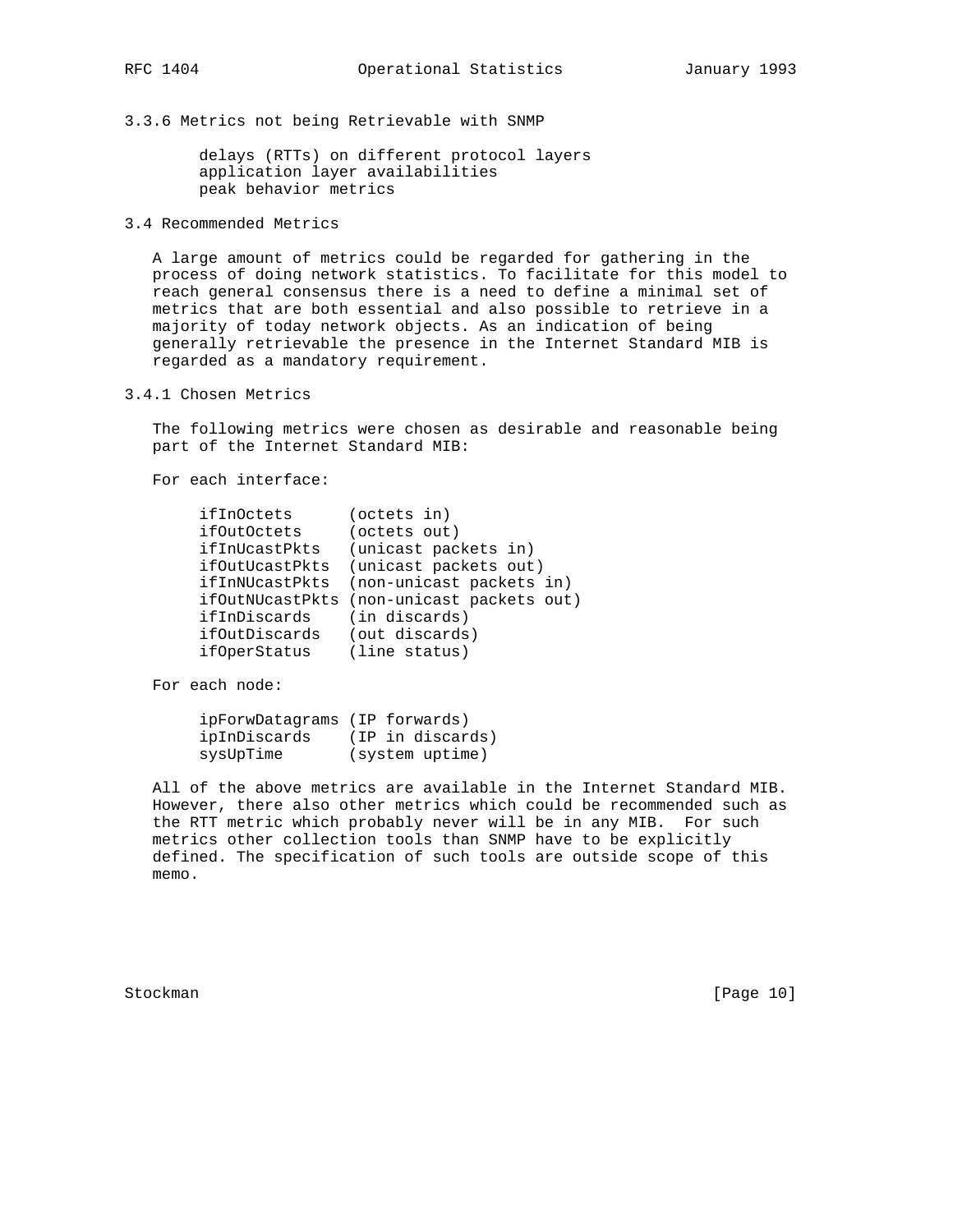### 3.3.6 Metrics not being Retrievable with SNMP

- delays (RTTs) on different protocol layers
- application layer availabilities
- peak behavior metrics

## 3.4 Recommended Metrics

A large amount of metrics could be regarded for gathering in the process of doing network statistics. To facilitate for this model to reach general consensus there is a need to define a minimal set of metrics that are both essential and also possible to retrieve in a majority of today network objects. As an indication of being generally retrievable the presence in the Internet Standard MIB is regarded as a mandatory requirement.

### 3.4.1 Chosen Metrics

The following metrics were chosen as desirable and reasonable being part of the Internet Standard MIB:

For each interface:

```
ifInOctets      (octets in)
ifOutOctets     (octets out)
ifInUcastPkts   (unicast packets in)
ifOutUcastPkts  (unicast packets out)
ifInNUcastPkts  (non-unicast packets in)
ifOutNUcastPkts (non-unicast packets out)
ifInDiscards    (in discards)
ifOutDiscards   (out discards)
ifOperStatus    (line status)
```

For each node:

```
ipForwDatagrams (IP forwards)
ipInDiscards    (IP in discards)
sysUpTime       (system uptime)
```

All of the above metrics are available in the Internet Standard MIB. However, there also other metrics which could be recommended such as the RTT metric which probably never will be in any MIB. For such metrics other collection tools than SNMP have to be explicitly defined. The specification of such tools are outside scope of this memo.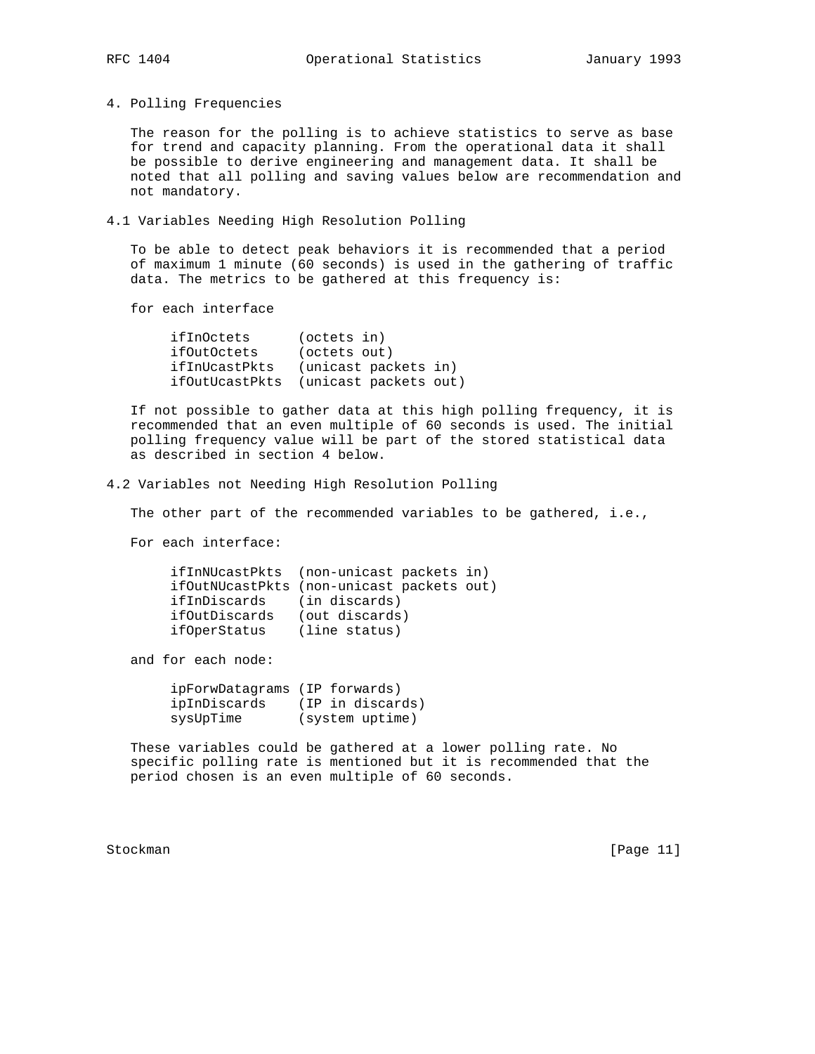## 4. Polling Frequencies

The reason for the polling is to achieve statistics to serve as base for trend and capacity planning. From the operational data it shall be possible to derive engineering and management data. It shall be noted that all polling and saving values below are recommendation and not mandatory.

### 4.1 Variables Needing High Resolution Polling

To be able to detect peak behaviors it is recommended that a period of maximum 1 minute (60 seconds) is used in the gathering of traffic data. The metrics to be gathered at this frequency is:

for each interface

```
ifInOctets      (octets in)
ifOutOctets     (octets out)
ifInUcastPkts   (unicast packets in)
ifOutUcastPkts  (unicast packets out)
```

If not possible to gather data at this high polling frequency, it is recommended that an even multiple of 60 seconds is used. The initial polling frequency value will be part of the stored statistical data as described in section 4 below.

### 4.2 Variables not Needing High Resolution Polling

The other part of the recommended variables to be gathered, i.e.,

For each interface:

```
ifInNUcastPkts  (non-unicast packets in)
ifOutNUcastPkts (non-unicast packets out)
ifInDiscards    (in discards)
ifOutDiscards   (out discards)
ifOperStatus    (line status)
```

and for each node:

```
ipForwDatagrams (IP forwards)
ipInDiscards    (IP in discards)
sysUpTime       (system uptime)
```

These variables could be gathered at a lower polling rate. No specific polling rate is mentioned but it is recommended that the period chosen is an even multiple of 60 seconds.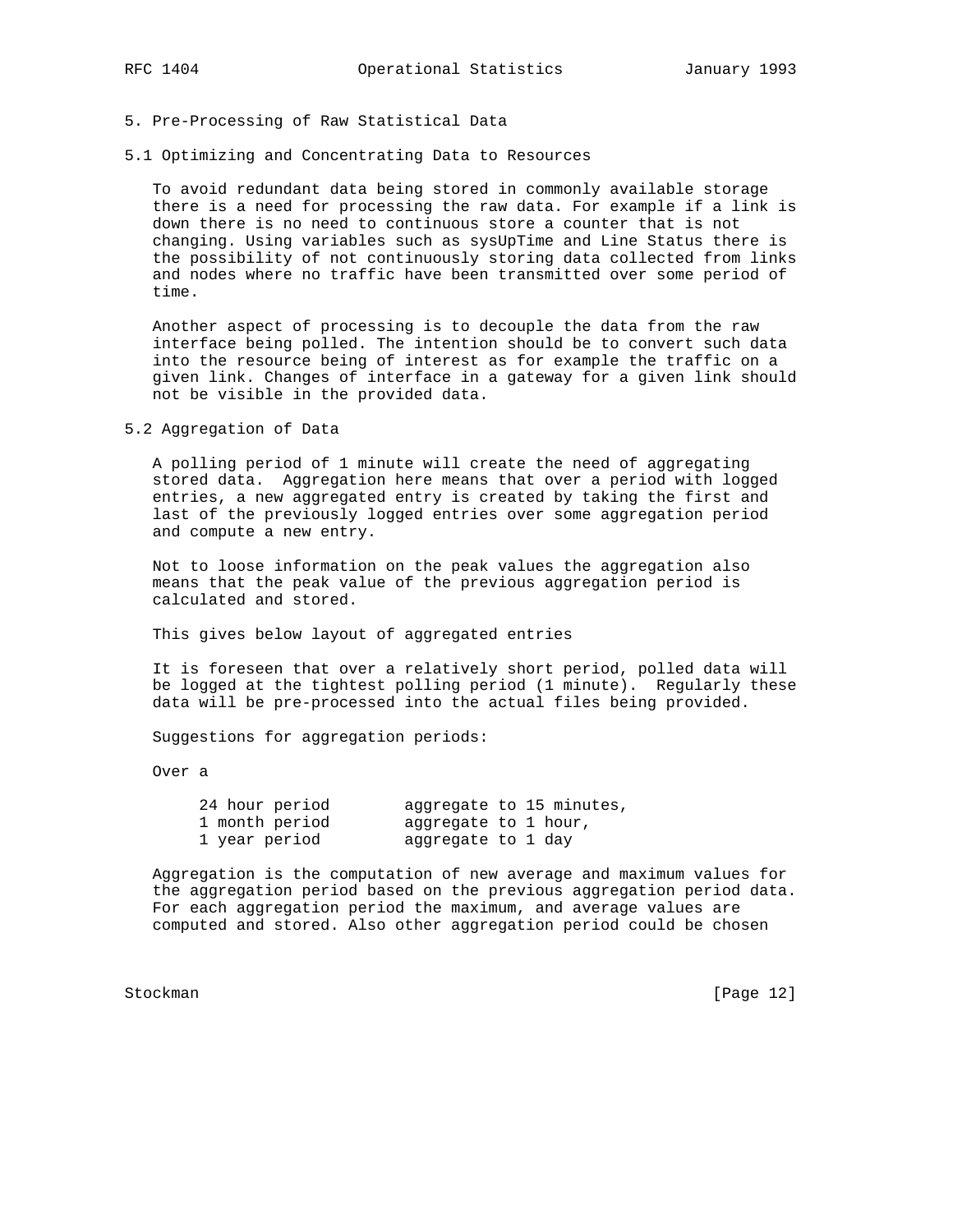## 5. Pre-Processing of Raw Statistical Data

### 5.1 Optimizing and Concentrating Data to Resources

To avoid redundant data being stored in commonly available storage there is a need for processing the raw data. For example if a link is down there is no need to continuous store a counter that is not changing. Using variables such as sysUpTime and Line Status there is the possibility of not continuously storing data collected from links and nodes where no traffic have been transmitted over some period of time.

Another aspect of processing is to decouple the data from the raw interface being polled. The intention should be to convert such data into the resource being of interest as for example the traffic on a given link. Changes of interface in a gateway for a given link should not be visible in the provided data.

### 5.2 Aggregation of Data

A polling period of 1 minute will create the need of aggregating stored data.  Aggregation here means that over a period with logged entries, a new aggregated entry is created by taking the first and last of the previously logged entries over some aggregation period and compute a new entry.

Not to loose information on the peak values the aggregation also means that the peak value of the previous aggregation period is calculated and stored.

This gives below layout of aggregated entries

It is foreseen that over a relatively short period, polled data will be logged at the tightest polling period (1 minute).  Regularly these data will be pre-processed into the actual files being provided.

Suggestions for aggregation periods:

Over a

```
     24 hour period        aggregate to 15 minutes,
     1 month period        aggregate to 1 hour,
     1 year period         aggregate to 1 day
```

Aggregation is the computation of new average and maximum values for the aggregation period based on the previous aggregation period data. For each aggregation period the maximum, and average values are computed and stored. Also other aggregation period could be chosen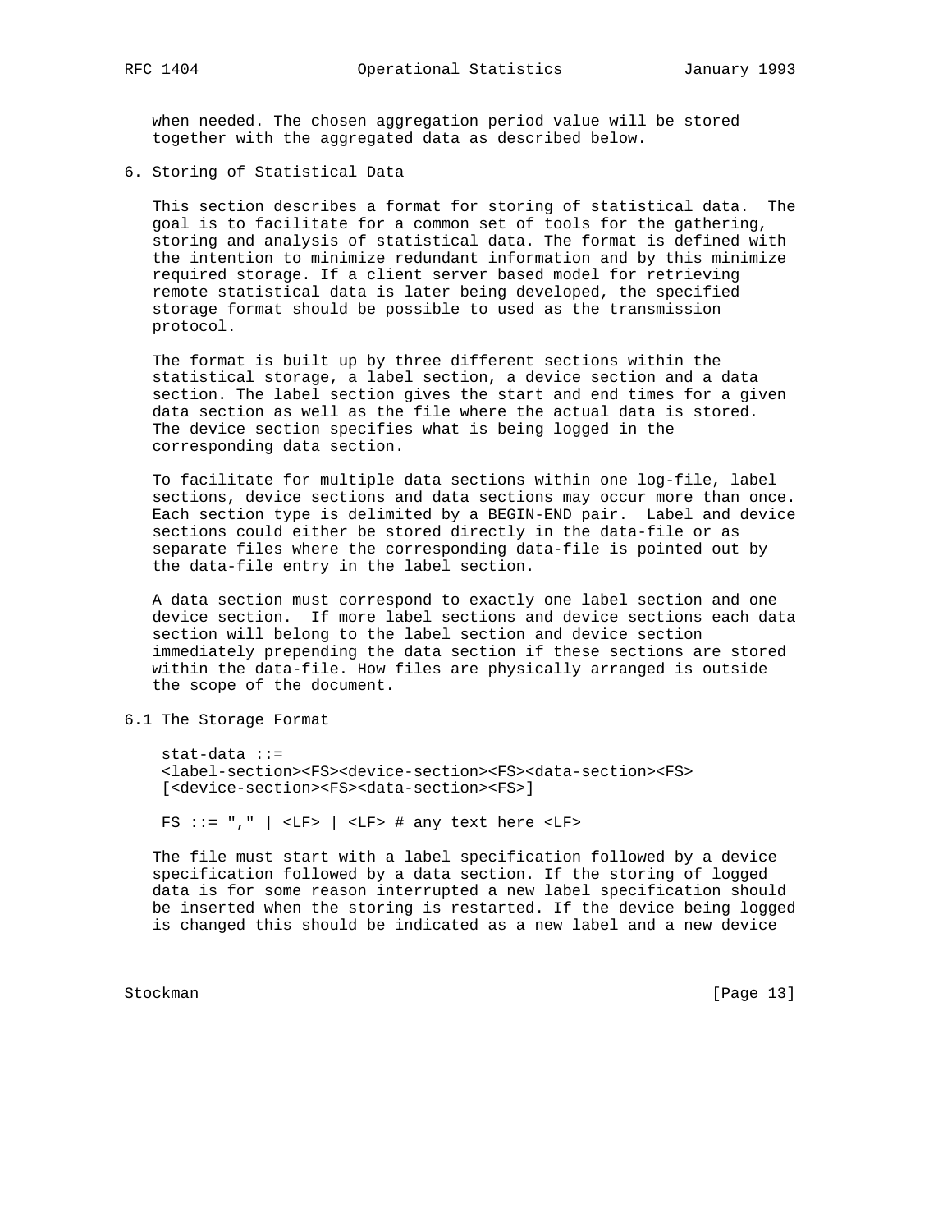when needed. The chosen aggregation period value will be stored together with the aggregated data as described below.

# 6. Storing of Statistical Data

This section describes a format for storing of statistical data. The goal is to facilitate for a common set of tools for the gathering, storing and analysis of statistical data. The format is defined with the intention to minimize redundant information and by this minimize required storage. If a client server based model for retrieving remote statistical data is later being developed, the specified storage format should be possible to used as the transmission protocol.

The format is built up by three different sections within the statistical storage, a label section, a device section and a data section. The label section gives the start and end times for a given data section as well as the file where the actual data is stored. The device section specifies what is being logged in the corresponding data section.

To facilitate for multiple data sections within one log-file, label sections, device sections and data sections may occur more than once. Each section type is delimited by a BEGIN-END pair. Label and device sections could either be stored directly in the data-file or as separate files where the corresponding data-file is pointed out by the data-file entry in the label section.

A data section must correspond to exactly one label section and one device section. If more label sections and device sections each data section will belong to the label section and device section immediately prepending the data section if these sections are stored within the data-file. How files are physically arranged is outside the scope of the document.

## 6.1 The Storage Format

```
stat-data ::=
<label-section><FS><device-section><FS><data-section><FS>
[<device-section><FS><data-section><FS>]

FS ::= "," | <LF> | <LF> # any text here <LF>
```

The file must start with a label specification followed by a device specification followed by a data section. If the storing of logged data is for some reason interrupted a new label specification should be inserted when the storing is restarted. If the device being logged is changed this should be indicated as a new label and a new device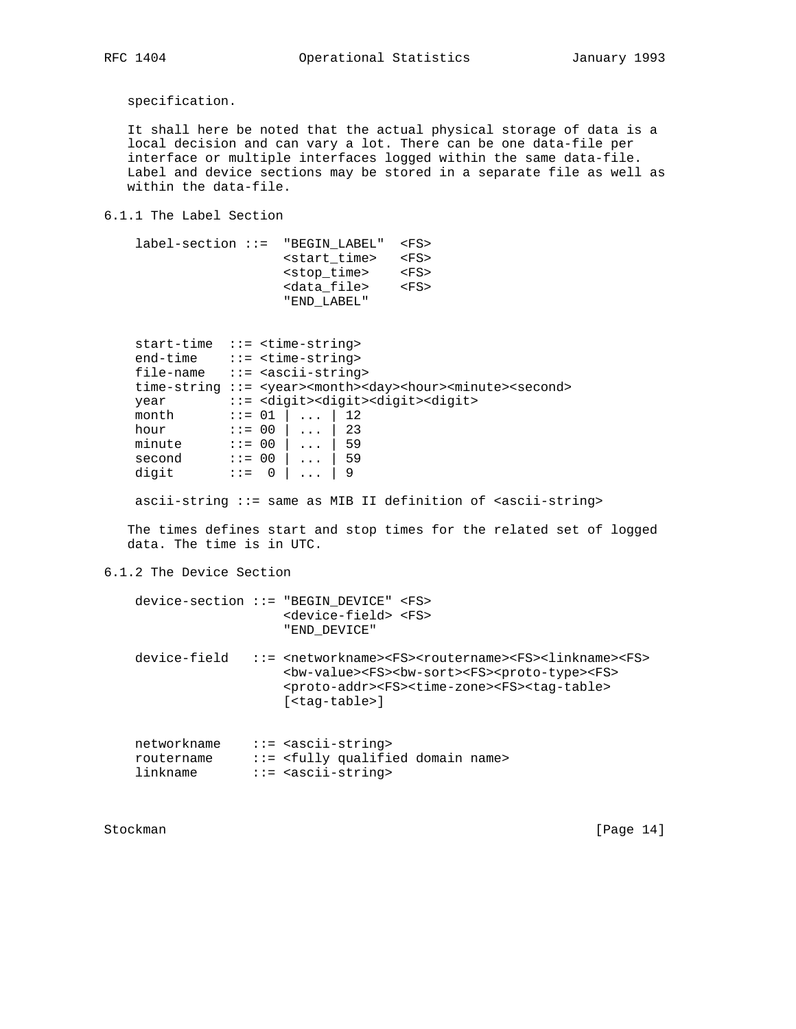specification.

It shall here be noted that the actual physical storage of data is a local decision and can vary a lot. There can be one data-file per interface or multiple interfaces logged within the same data-file. Label and device sections may be stored in a separate file as well as within the data-file.

### 6.1.1 The Label Section

```
label-section ::=  "BEGIN_LABEL"  <FS>
                   <start_time>   <FS>
                   <stop_time>    <FS>
                   <data_file>    <FS>
                   "END_LABEL"


start-time  ::= <time-string>
end-time    ::= <time-string>
file-name   ::= <ascii-string>
time-string ::= <year><month><day><hour><minute><second>
year        ::= <digit><digit><digit><digit>
month       ::= 01 | ... | 12
hour        ::= 00 | ... | 23
minute      ::= 00 | ... | 59
second      ::= 00 | ... | 59
digit       ::=  0 | ... | 9

ascii-string ::= same as MIB II definition of <ascii-string>
```

The times defines start and stop times for the related set of logged data. The time is in UTC.

### 6.1.2 The Device Section

```
device-section ::= "BEGIN_DEVICE" <FS>
                   <device-field> <FS>
                   "END_DEVICE"

device-field   ::= <networkname><FS><routername><FS><linkname><FS>
                   <bw-value><FS><bw-sort><FS><proto-type><FS>
                   <proto-addr><FS><time-zone><FS><tag-table>
                   [<tag-table>]


networkname    ::= <ascii-string>
routername     ::= <fully qualified domain name>
linkname       ::= <ascii-string>
```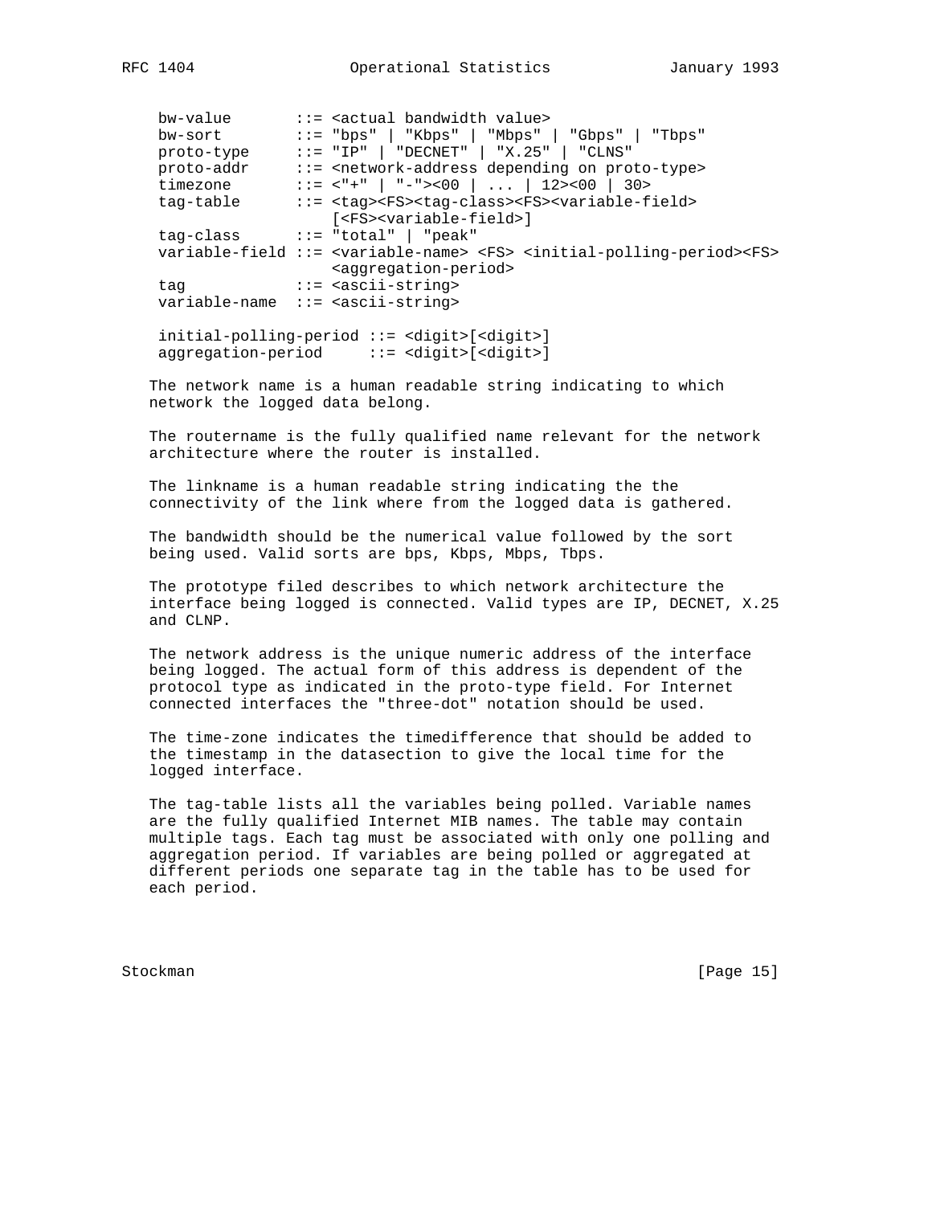```
bw-value       ::= <actual bandwidth value>
bw-sort        ::= "bps" | "Kbps" | "Mbps" | "Gbps" | "Tbps"
proto-type     ::= "IP" | "DECNET" | "X.25" | "CLNS"
proto-addr     ::= <network-address depending on proto-type>
timezone       ::= <"+" | "-"><00 | ... | 12><00 | 30>
tag-table      ::= <tag><FS><tag-class><FS><variable-field>
                   [<FS><variable-field>]
tag-class      ::= "total" | "peak"
variable-field ::= <variable-name> <FS> <initial-polling-period><FS>
                   <aggregation-period>
tag            ::= <ascii-string>
variable-name  ::= <ascii-string>

initial-polling-period ::= <digit>[<digit>]
aggregation-period     ::= <digit>[<digit>]
```

The network name is a human readable string indicating to which network the logged data belong.

The routername is the fully qualified name relevant for the network architecture where the router is installed.

The linkname is a human readable string indicating the the connectivity of the link where from the logged data is gathered.

The bandwidth should be the numerical value followed by the sort being used. Valid sorts are bps, Kbps, Mbps, Tbps.

The prototype filed describes to which network architecture the interface being logged is connected. Valid types are IP, DECNET, X.25 and CLNP.

The network address is the unique numeric address of the interface being logged. The actual form of this address is dependent of the protocol type as indicated in the proto-type field. For Internet connected interfaces the "three-dot" notation should be used.

The time-zone indicates the timedifference that should be added to the timestamp in the datasection to give the local time for the logged interface.

The tag-table lists all the variables being polled. Variable names are the fully qualified Internet MIB names. The table may contain multiple tags. Each tag must be associated with only one polling and aggregation period. If variables are being polled or aggregated at different periods one separate tag in the table has to be used for each period.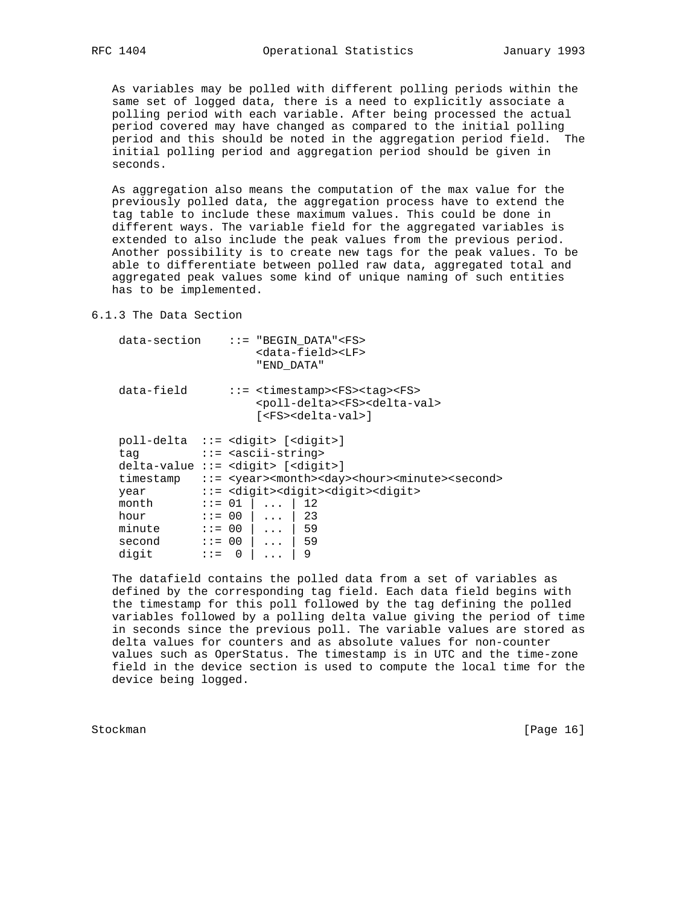As variables may be polled with different polling periods within the same set of logged data, there is a need to explicitly associate a polling period with each variable. After being processed the actual period covered may have changed as compared to the initial polling period and this should be noted in the aggregation period field. The initial polling period and aggregation period should be given in seconds.

As aggregation also means the computation of the max value for the previously polled data, the aggregation process have to extend the tag table to include these maximum values. This could be done in different ways. The variable field for the aggregated variables is extended to also include the peak values from the previous period. Another possibility is to create new tags for the peak values. To be able to differentiate between polled raw data, aggregated total and aggregated peak values some kind of unique naming of such entities has to be implemented.

### 6.1.3 The Data Section

```
data-section    ::= "BEGIN_DATA"<FS>
                    <data-field><LF>
                    "END_DATA"

data-field      ::= <timestamp><FS><tag><FS>
                    <poll-delta><FS><delta-val>
                    [<FS><delta-val>]

poll-delta  ::= <digit> [<digit>]
tag         ::= <ascii-string>
delta-value ::= <digit> [<digit>]
timestamp   ::= <year><month><day><hour><minute><second>
year        ::= <digit><digit><digit><digit>
month       ::= 01 | ... | 12
hour        ::= 00 | ... | 23
minute      ::= 00 | ... | 59
second      ::= 00 | ... | 59
digit       ::=  0 | ... | 9
```

The datafield contains the polled data from a set of variables as defined by the corresponding tag field. Each data field begins with the timestamp for this poll followed by the tag defining the polled variables followed by a polling delta value giving the period of time in seconds since the previous poll. The variable values are stored as delta values for counters and as absolute values for non-counter values such as OperStatus. The timestamp is in UTC and the time-zone field in the device section is used to compute the local time for the device being logged.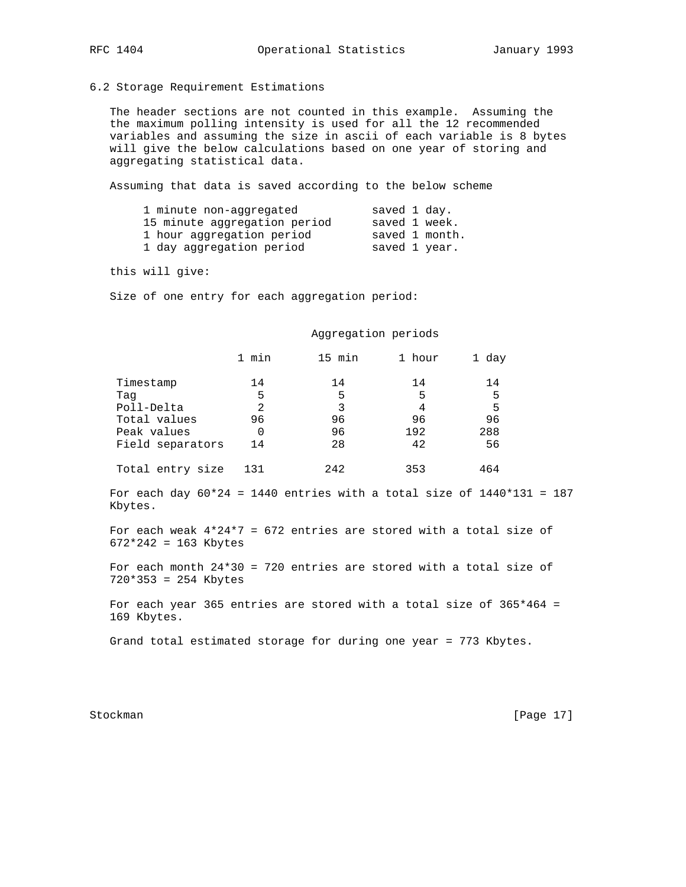## 6.2 Storage Requirement Estimations

The header sections are not counted in this example. Assuming the the maximum polling intensity is used for all the 12 recommended variables and assuming the size in ascii of each variable is 8 bytes will give the below calculations based on one year of storing and aggregating statistical data.

Assuming that data is saved according to the below scheme

```
1 minute non-aggregated          saved 1 day.
15 minute aggregation period     saved 1 week.
1 hour aggregation period        saved 1 month.
1 day aggregation period         saved 1 year.
```

this will give:

Size of one entry for each aggregation period:

| | Aggregation periods | | | |
|---|---|---|---|---|
| | 1 min | 15 min | 1 hour | 1 day |
| Timestamp | 14 | 14 | 14 | 14 |
| Tag | 5 | 5 | 5 | 5 |
| Poll-Delta | 2 | 3 | 4 | 5 |
| Total values | 96 | 96 | 96 | 96 |
| Peak values | 0 | 96 | 192 | 288 |
| Field separators | 14 | 28 | 42 | 56 |
| Total entry size | 131 | 242 | 353 | 464 |

For each day 60*24 = 1440 entries with a total size of 1440*131 = 187 Kbytes.

For each weak 4*24*7 = 672 entries are stored with a total size of 672*242 = 163 Kbytes

For each month 24*30 = 720 entries are stored with a total size of 720*353 = 254 Kbytes

For each year 365 entries are stored with a total size of 365*464 = 169 Kbytes.

Grand total estimated storage for during one year = 773 Kbytes.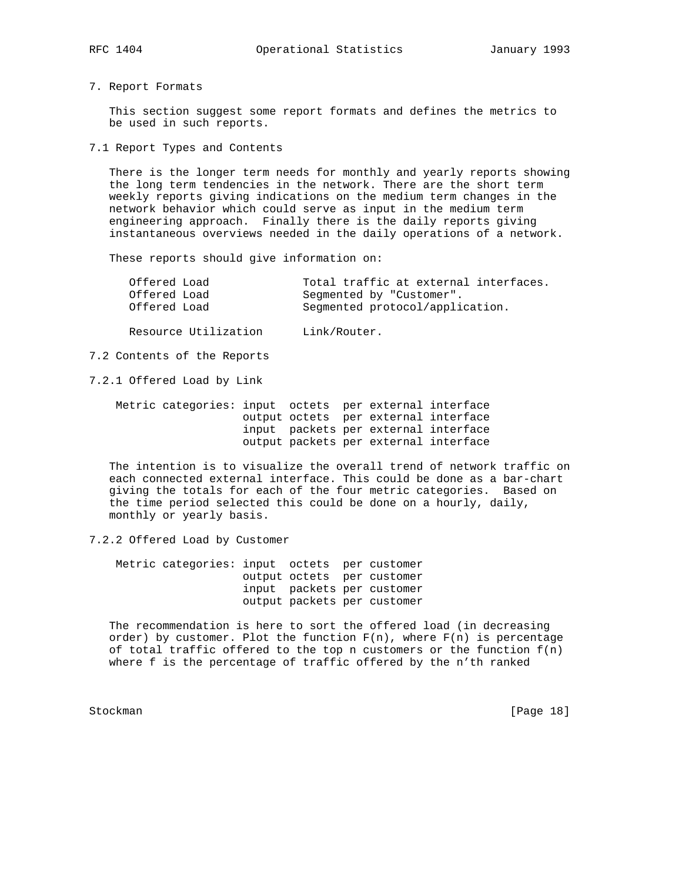# 7. Report Formats

This section suggest some report formats and defines the metrics to be used in such reports.

## 7.1 Report Types and Contents

There is the longer term needs for monthly and yearly reports showing the long term tendencies in the network. There are the short term weekly reports giving indications on the medium term changes in the network behavior which could serve as input in the medium term engineering approach. Finally there is the daily reports giving instantaneous overviews needed in the daily operations of a network.

These reports should give information on:

```
Offered Load            Total traffic at external interfaces.
Offered Load            Segmented by "Customer".
Offered Load            Segmented protocol/application.

Resource Utilization    Link/Router.
```

## 7.2 Contents of the Reports

### 7.2.1 Offered Load by Link

```
Metric categories: input  octets  per external interface
                   output octets  per external interface
                   input  packets per external interface
                   output packets per external interface
```

The intention is to visualize the overall trend of network traffic on each connected external interface. This could be done as a bar-chart giving the totals for each of the four metric categories. Based on the time period selected this could be done on a hourly, daily, monthly or yearly basis.

### 7.2.2 Offered Load by Customer

```
Metric categories: input  octets  per customer
                   output octets  per customer
                   input  packets per customer
                   output packets per customer
```

The recommendation is here to sort the offered load (in decreasing order) by customer. Plot the function $F(n)$, where $F(n)$ is percentage of total traffic offered to the top n customers or the function $f(n)$ where f is the percentage of traffic offered by the n'th ranked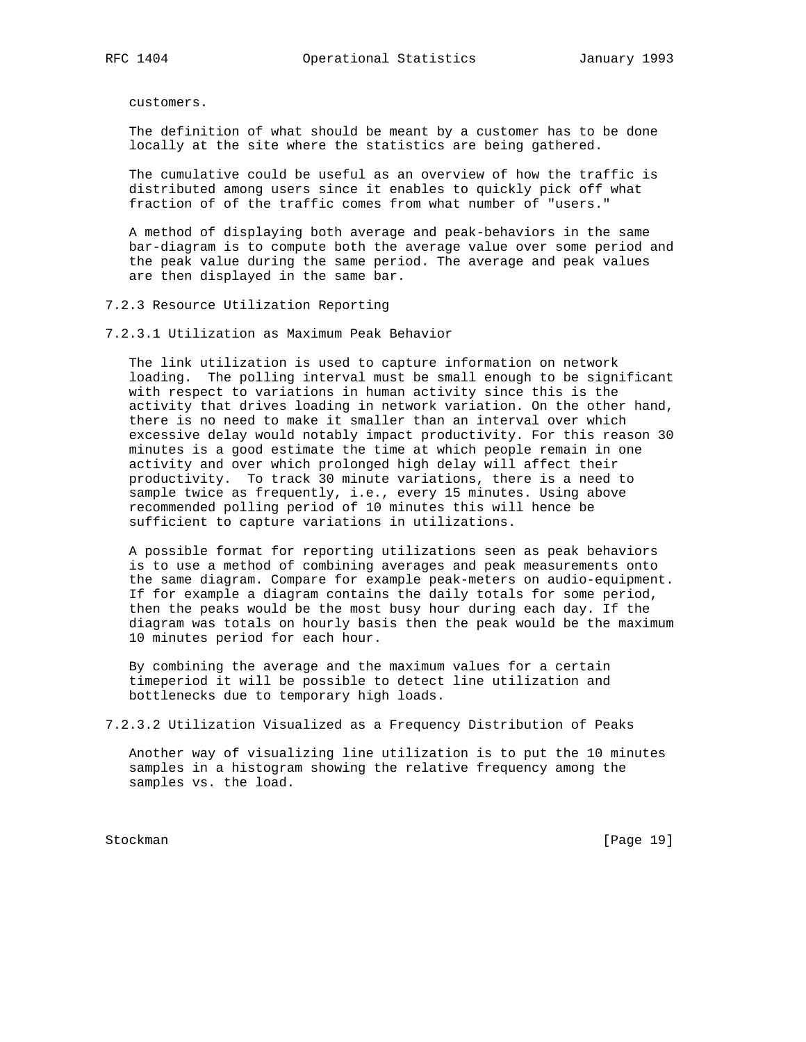customers.

The definition of what should be meant by a customer has to be done locally at the site where the statistics are being gathered.

The cumulative could be useful as an overview of how the traffic is distributed among users since it enables to quickly pick off what fraction of of the traffic comes from what number of "users."

A method of displaying both average and peak-behaviors in the same bar-diagram is to compute both the average value over some period and the peak value during the same period. The average and peak values are then displayed in the same bar.

### 7.2.3 Resource Utilization Reporting

#### 7.2.3.1 Utilization as Maximum Peak Behavior

The link utilization is used to capture information on network loading. The polling interval must be small enough to be significant with respect to variations in human activity since this is the activity that drives loading in network variation. On the other hand, there is no need to make it smaller than an interval over which excessive delay would notably impact productivity. For this reason 30 minutes is a good estimate the time at which people remain in one activity and over which prolonged high delay will affect their productivity. To track 30 minute variations, there is a need to sample twice as frequently, i.e., every 15 minutes. Using above recommended polling period of 10 minutes this will hence be sufficient to capture variations in utilizations.

A possible format for reporting utilizations seen as peak behaviors is to use a method of combining averages and peak measurements onto the same diagram. Compare for example peak-meters on audio-equipment. If for example a diagram contains the daily totals for some period, then the peaks would be the most busy hour during each day. If the diagram was totals on hourly basis then the peak would be the maximum 10 minutes period for each hour.

By combining the average and the maximum values for a certain timeperiod it will be possible to detect line utilization and bottlenecks due to temporary high loads.

#### 7.2.3.2 Utilization Visualized as a Frequency Distribution of Peaks

Another way of visualizing line utilization is to put the 10 minutes samples in a histogram showing the relative frequency among the samples vs. the load.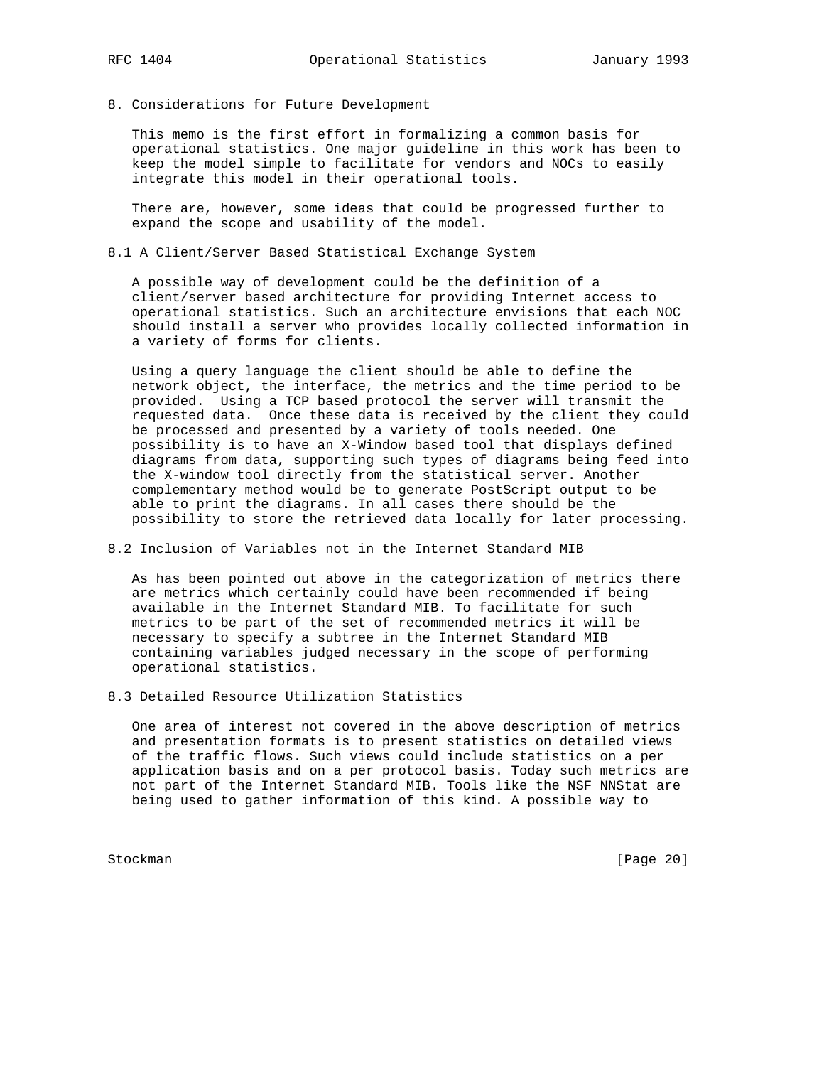## 8. Considerations for Future Development

This memo is the first effort in formalizing a common basis for operational statistics. One major guideline in this work has been to keep the model simple to facilitate for vendors and NOCs to easily integrate this model in their operational tools.

There are, however, some ideas that could be progressed further to expand the scope and usability of the model.

### 8.1 A Client/Server Based Statistical Exchange System

A possible way of development could be the definition of a client/server based architecture for providing Internet access to operational statistics. Such an architecture envisions that each NOC should install a server who provides locally collected information in a variety of forms for clients.

Using a query language the client should be able to define the network object, the interface, the metrics and the time period to be provided. Using a TCP based protocol the server will transmit the requested data. Once these data is received by the client they could be processed and presented by a variety of tools needed. One possibility is to have an X-Window based tool that displays defined diagrams from data, supporting such types of diagrams being feed into the X-window tool directly from the statistical server. Another complementary method would be to generate PostScript output to be able to print the diagrams. In all cases there should be the possibility to store the retrieved data locally for later processing.

### 8.2 Inclusion of Variables not in the Internet Standard MIB

As has been pointed out above in the categorization of metrics there are metrics which certainly could have been recommended if being available in the Internet Standard MIB. To facilitate for such metrics to be part of the set of recommended metrics it will be necessary to specify a subtree in the Internet Standard MIB containing variables judged necessary in the scope of performing operational statistics.

### 8.3 Detailed Resource Utilization Statistics

One area of interest not covered in the above description of metrics and presentation formats is to present statistics on detailed views of the traffic flows. Such views could include statistics on a per application basis and on a per protocol basis. Today such metrics are not part of the Internet Standard MIB. Tools like the NSF NNStat are being used to gather information of this kind. A possible way to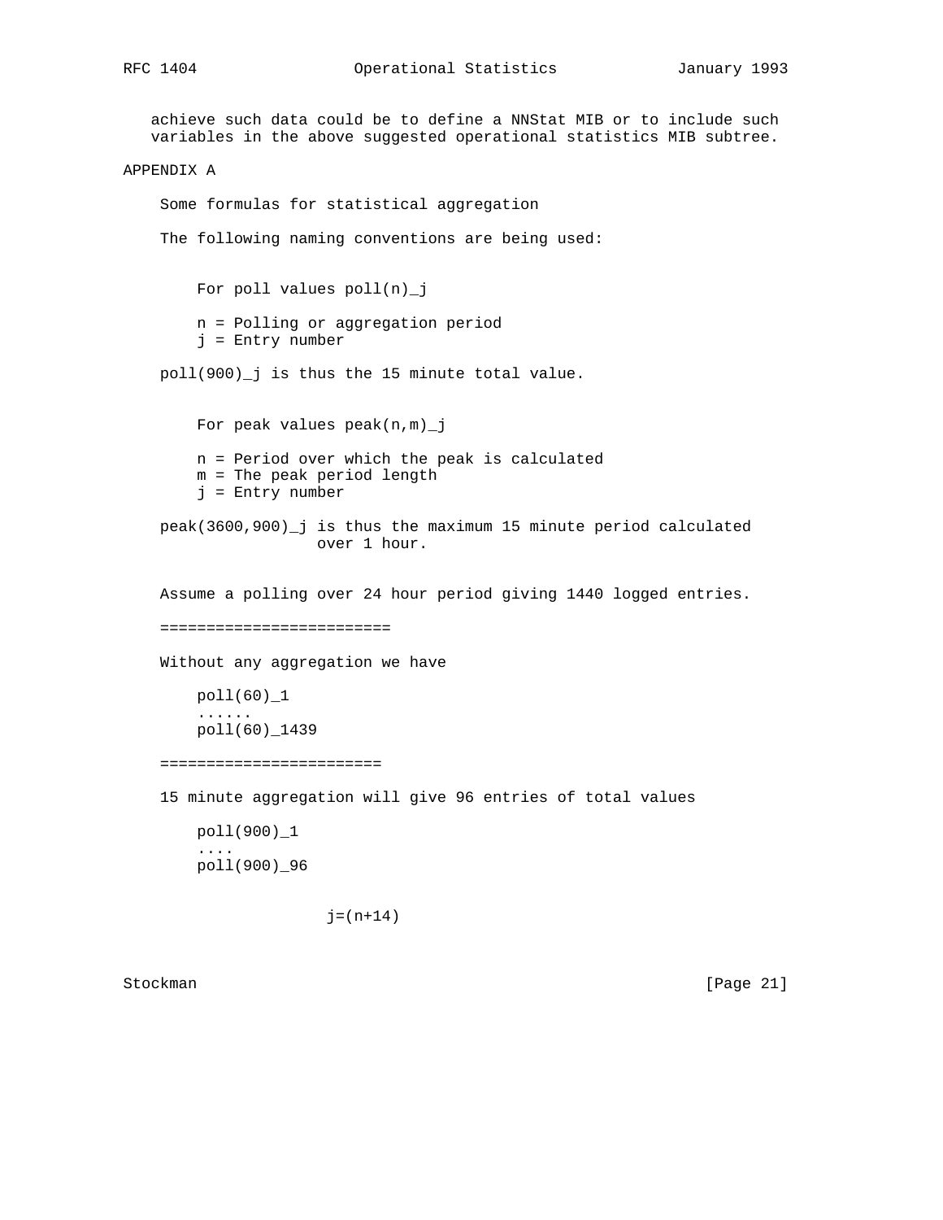achieve such data could be to define a NNStat MIB or to include such variables in the above suggested operational statistics MIB subtree.

## APPENDIX A

Some formulas for statistical aggregation

The following naming conventions are being used:

```
    For poll values poll(n)_j

    n = Polling or aggregation period
    j = Entry number
```

poll(900)_j is thus the 15 minute total value.

```
    For peak values peak(n,m)_j

    n = Period over which the peak is calculated
    m = The peak period length
    j = Entry number
```

```
peak(3600,900)_j is thus the maximum 15 minute period calculated
                 over 1 hour.
```

Assume a polling over 24 hour period giving 1440 logged entries.

```
=========================
```

Without any aggregation we have

```
    poll(60)_1
    ......
    poll(60)_1439
```

```
========================
```

15 minute aggregation will give 96 entries of total values

```
    poll(900)_1
    ....
    poll(900)_96

                 j=(n+14)
```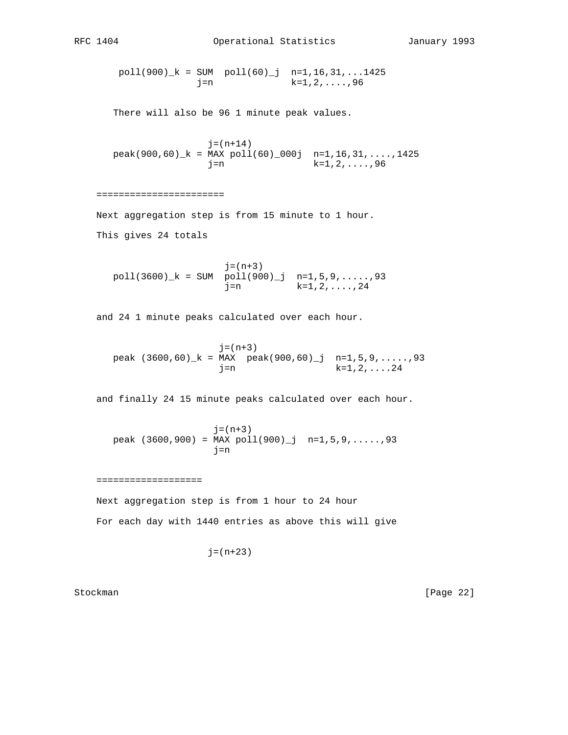$$poll(900)_k = \sum_{j=n} poll(60)_j \quad n=1,16,31,...1425 \quad k=1,2,....,96$$

There will also be 96 1 minute peak values.

$$peak(900,60)_k = \max_{j=n}^{j=(n+14)} poll(60)\_000j \quad n=1,16,31,.....,1425 \quad k=1,2,....,96$$

=======================

Next aggregation step is from 15 minute to 1 hour.

This gives 24 totals

$$poll(3600)_k = \sum_{j=n}^{j=(n+3)} poll(900)_j \quad n=1,5,9,.....,93 \quad k=1,2,....,24$$

and 24 1 minute peaks calculated over each hour.

$$peak\ (3600,60)_k = \max_{j=n}^{j=(n+3)} peak(900,60)_j \quad n=1,5,9,.....,93 \quad k=1,2,....24$$

and finally 24 15 minute peaks calculated over each hour.

$$peak\ (3600,900) = \max_{j=n}^{j=(n+3)} poll(900)_j \quad n=1,5,9,.....,93$$

===================

Next aggregation step is from 1 hour to 24 hour

For each day with 1440 entries as above this will give

j=(n+23)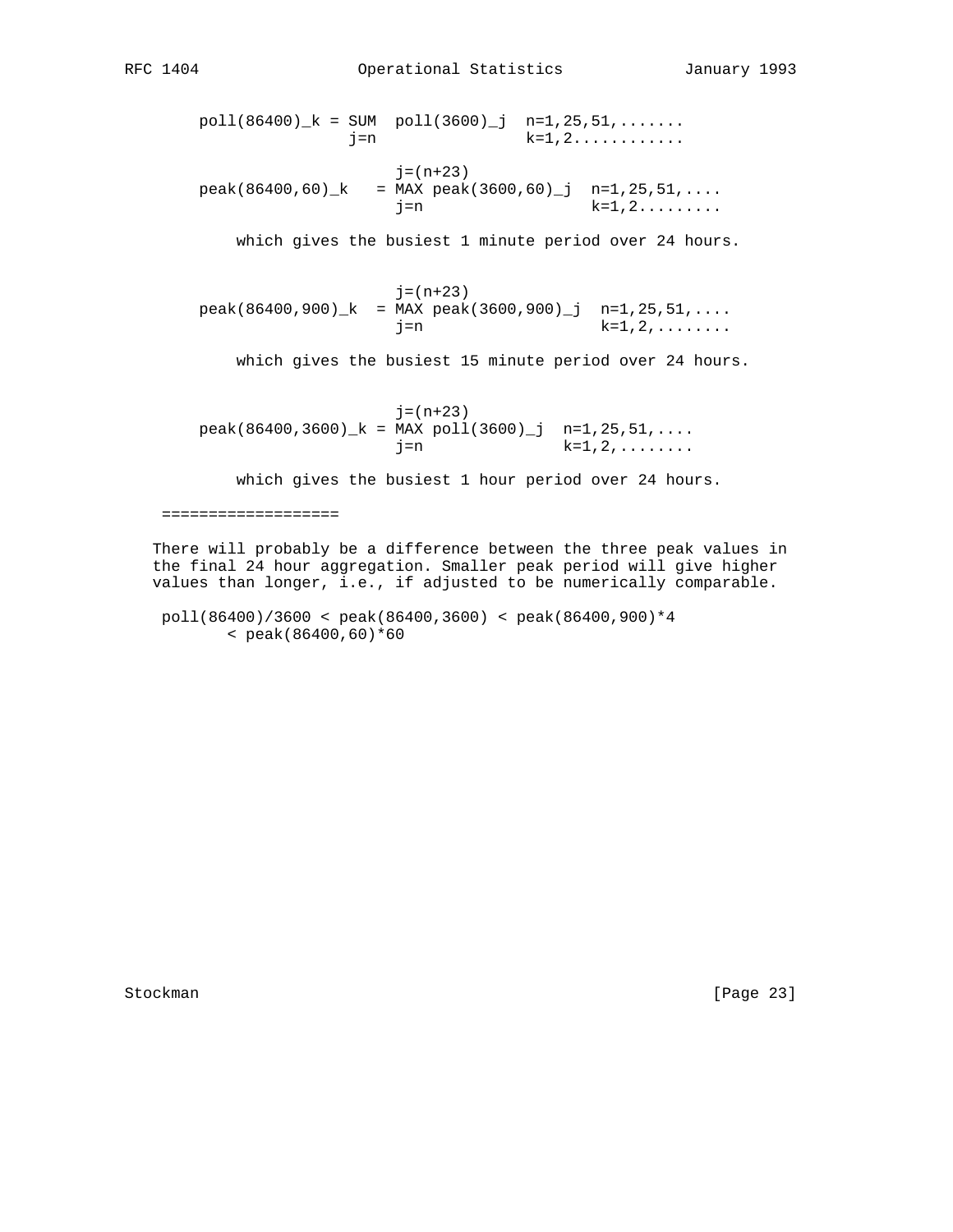```
poll(86400)_k = SUM  poll(3600)_j  n=1,25,51,.......
                j=n                k=1,2............

                     j=(n+23)
peak(86400,60)_k   = MAX peak(3600,60)_j  n=1,25,51,....
                     j=n                  k=1,2.........

    which gives the busiest 1 minute period over 24 hours.


                     j=(n+23)
peak(86400,900)_k  = MAX peak(3600,900)_j  n=1,25,51,....
                     j=n                   k=1,2,........

    which gives the busiest 15 minute period over 24 hours.


                     j=(n+23)
peak(86400,3600)_k = MAX poll(3600)_j  n=1,25,51,....
                     j=n               k=1,2,........

    which gives the busiest 1 hour period over 24 hours.
```

===================

There will probably be a difference between the three peak values in the final 24 hour aggregation. Smaller peak period will give higher values than longer, i.e., if adjusted to be numerically comparable.

```
 poll(86400)/3600 < peak(86400,3600) < peak(86400,900)*4
        < peak(86400,60)*60
```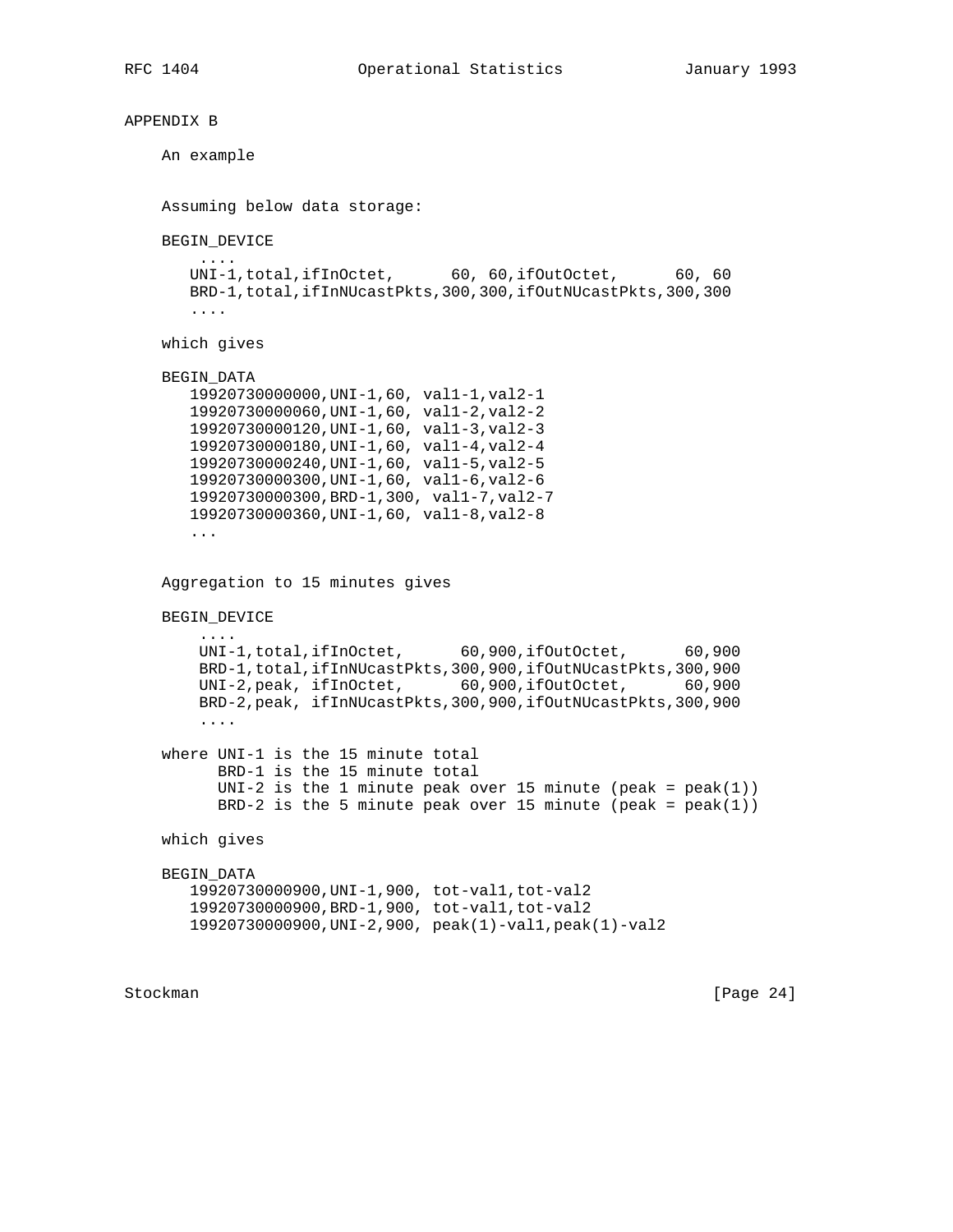## APPENDIX B

An example

Assuming below data storage:

```
BEGIN_DEVICE
    ....
   UNI-1,total,ifInOctet,      60, 60,ifOutOctet,      60, 60
   BRD-1,total,ifInNUcastPkts,300,300,ifOutNUcastPkts,300,300
   ....
```

which gives

```
BEGIN_DATA
   19920730000000,UNI-1,60, val1-1,val2-1
   19920730000060,UNI-1,60, val1-2,val2-2
   19920730000120,UNI-1,60, val1-3,val2-3
   19920730000180,UNI-1,60, val1-4,val2-4
   19920730000240,UNI-1,60, val1-5,val2-5
   19920730000300,UNI-1,60, val1-6,val2-6
   19920730000300,BRD-1,300, val1-7,val2-7
   19920730000360,UNI-1,60, val1-8,val2-8
   ...
```

Aggregation to 15 minutes gives

```
BEGIN_DEVICE
    ....
    UNI-1,total,ifInOctet,      60,900,ifOutOctet,      60,900
    BRD-1,total,ifInNUcastPkts,300,900,ifOutNUcastPkts,300,900
    UNI-2,peak, ifInOctet,      60,900,ifOutOctet,      60,900
    BRD-2,peak, ifInNUcastPkts,300,900,ifOutNUcastPkts,300,900
    ....
```

```
where UNI-1 is the 15 minute total
      BRD-1 is the 15 minute total
      UNI-2 is the 1 minute peak over 15 minute (peak = peak(1))
      BRD-2 is the 5 minute peak over 15 minute (peak = peak(1))
```

which gives

```
BEGIN_DATA
   19920730000900,UNI-1,900, tot-val1,tot-val2
   19920730000900,BRD-1,900, tot-val1,tot-val2
   19920730000900,UNI-2,900, peak(1)-val1,peak(1)-val2
```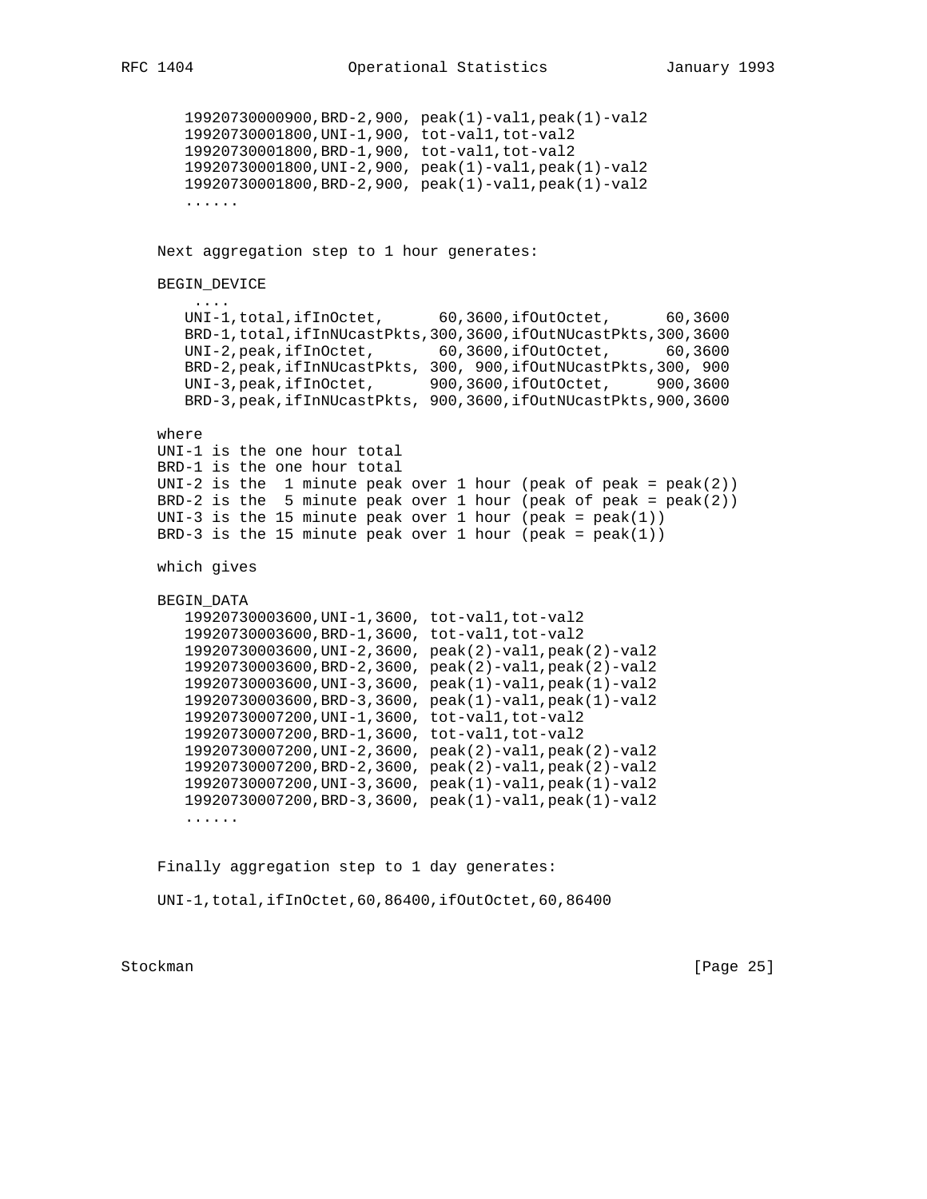```
   19920730000900,BRD-2,900, peak(1)-val1,peak(1)-val2
   19920730001800,UNI-1,900, tot-val1,tot-val2
   19920730001800,BRD-1,900, tot-val1,tot-val2
   19920730001800,UNI-2,900, peak(1)-val1,peak(1)-val2
   19920730001800,BRD-2,900, peak(1)-val1,peak(1)-val2
   ......
```

Next aggregation step to 1 hour generates:

```
BEGIN_DEVICE
    ....
   UNI-1,total,ifInOctet,      60,3600,ifOutOctet,      60,3600
   BRD-1,total,ifInNUcastPkts,300,3600,ifOutNUcastPkts,300,3600
   UNI-2,peak,ifInOctet,       60,3600,ifOutOctet,      60,3600
   BRD-2,peak,ifInNUcastPkts, 300, 900,ifOutNUcastPkts,300, 900
   UNI-3,peak,ifInOctet,      900,3600,ifOutOctet,     900,3600
   BRD-3,peak,ifInNUcastPkts, 900,3600,ifOutNUcastPkts,900,3600
```

where
UNI-1 is the one hour total
BRD-1 is the one hour total
UNI-2 is the  1 minute peak over 1 hour (peak of peak = peak(2))
BRD-2 is the  5 minute peak over 1 hour (peak of peak = peak(2))
UNI-3 is the 15 minute peak over 1 hour (peak = peak(1))
BRD-3 is the 15 minute peak over 1 hour (peak = peak(1))

which gives

```
BEGIN_DATA
   19920730003600,UNI-1,3600, tot-val1,tot-val2
   19920730003600,BRD-1,3600, tot-val1,tot-val2
   19920730003600,UNI-2,3600, peak(2)-val1,peak(2)-val2
   19920730003600,BRD-2,3600, peak(2)-val1,peak(2)-val2
   19920730003600,UNI-3,3600, peak(1)-val1,peak(1)-val2
   19920730003600,BRD-3,3600, peak(1)-val1,peak(1)-val2
   19920730007200,UNI-1,3600, tot-val1,tot-val2
   19920730007200,BRD-1,3600, tot-val1,tot-val2
   19920730007200,UNI-2,3600, peak(2)-val1,peak(2)-val2
   19920730007200,BRD-2,3600, peak(2)-val1,peak(2)-val2
   19920730007200,UNI-3,3600, peak(1)-val1,peak(1)-val2
   19920730007200,BRD-3,3600, peak(1)-val1,peak(1)-val2
   ......
```

Finally aggregation step to 1 day generates:

```
UNI-1,total,ifInOctet,60,86400,ifOutOctet,60,86400
```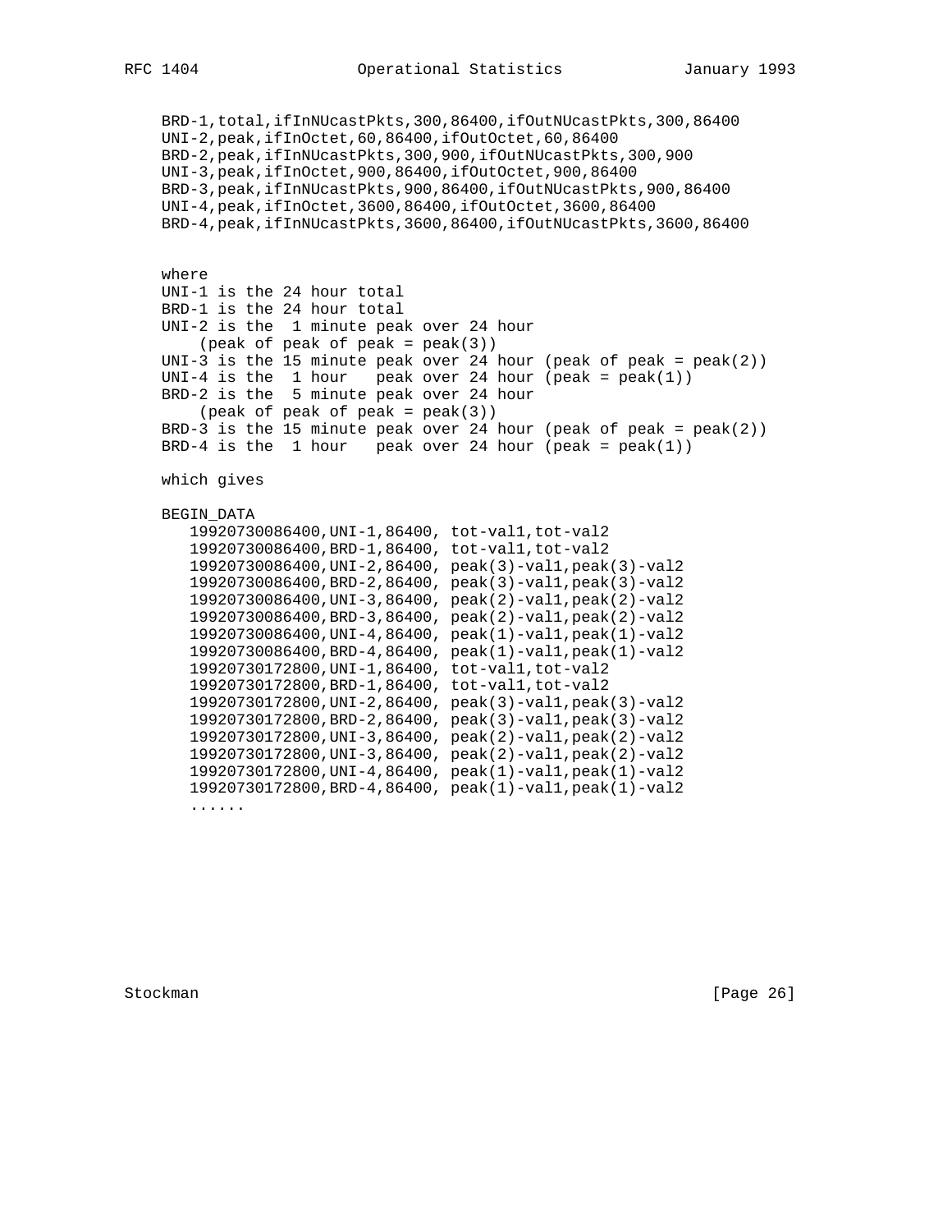```
BRD-1,total,ifInNUcastPkts,300,86400,ifOutNUcastPkts,300,86400
UNI-2,peak,ifInOctet,60,86400,ifOutOctet,60,86400
BRD-2,peak,ifInNUcastPkts,300,900,ifOutNUcastPkts,300,900
UNI-3,peak,ifInOctet,900,86400,ifOutOctet,900,86400
BRD-3,peak,ifInNUcastPkts,900,86400,ifOutNUcastPkts,900,86400
UNI-4,peak,ifInOctet,3600,86400,ifOutOctet,3600,86400
BRD-4,peak,ifInNUcastPkts,3600,86400,ifOutNUcastPkts,3600,86400


where
UNI-1 is the 24 hour total
BRD-1 is the 24 hour total
UNI-2 is the  1 minute peak over 24 hour
    (peak of peak of peak = peak(3))
UNI-3 is the 15 minute peak over 24 hour (peak of peak = peak(2))
UNI-4 is the  1 hour   peak over 24 hour (peak = peak(1))
BRD-2 is the  5 minute peak over 24 hour
    (peak of peak of peak = peak(3))
BRD-3 is the 15 minute peak over 24 hour (peak of peak = peak(2))
BRD-4 is the  1 hour   peak over 24 hour (peak = peak(1))

which gives

BEGIN_DATA
   19920730086400,UNI-1,86400, tot-val1,tot-val2
   19920730086400,BRD-1,86400, tot-val1,tot-val2
   19920730086400,UNI-2,86400, peak(3)-val1,peak(3)-val2
   19920730086400,BRD-2,86400, peak(3)-val1,peak(3)-val2
   19920730086400,UNI-3,86400, peak(2)-val1,peak(2)-val2
   19920730086400,BRD-3,86400, peak(2)-val1,peak(2)-val2
   19920730086400,UNI-4,86400, peak(1)-val1,peak(1)-val2
   19920730086400,BRD-4,86400, peak(1)-val1,peak(1)-val2
   19920730172800,UNI-1,86400, tot-val1,tot-val2
   19920730172800,BRD-1,86400, tot-val1,tot-val2
   19920730172800,UNI-2,86400, peak(3)-val1,peak(3)-val2
   19920730172800,BRD-2,86400, peak(3)-val1,peak(3)-val2
   19920730172800,UNI-3,86400, peak(2)-val1,peak(2)-val2
   19920730172800,UNI-3,86400, peak(2)-val1,peak(2)-val2
   19920730172800,UNI-4,86400, peak(1)-val1,peak(1)-val2
   19920730172800,BRD-4,86400, peak(1)-val1,peak(1)-val2
   ......
```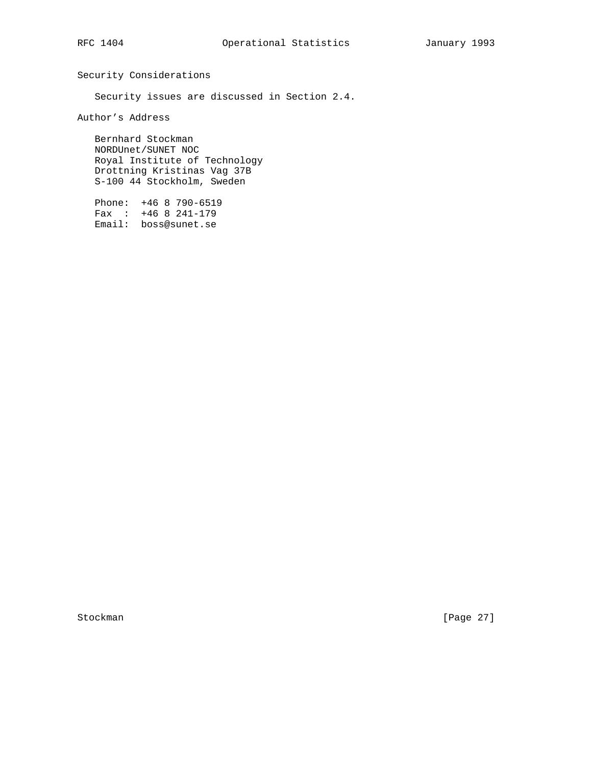## Security Considerations

Security issues are discussed in Section 2.4.

## Author's Address

Bernhard Stockman
NORDUnet/SUNET NOC
Royal Institute of Technology
Drottning Kristinas Vag 37B
S-100 44 Stockholm, Sweden

Phone: +46 8 790-6519
Fax : +46 8 241-179
Email: boss@sunet.se